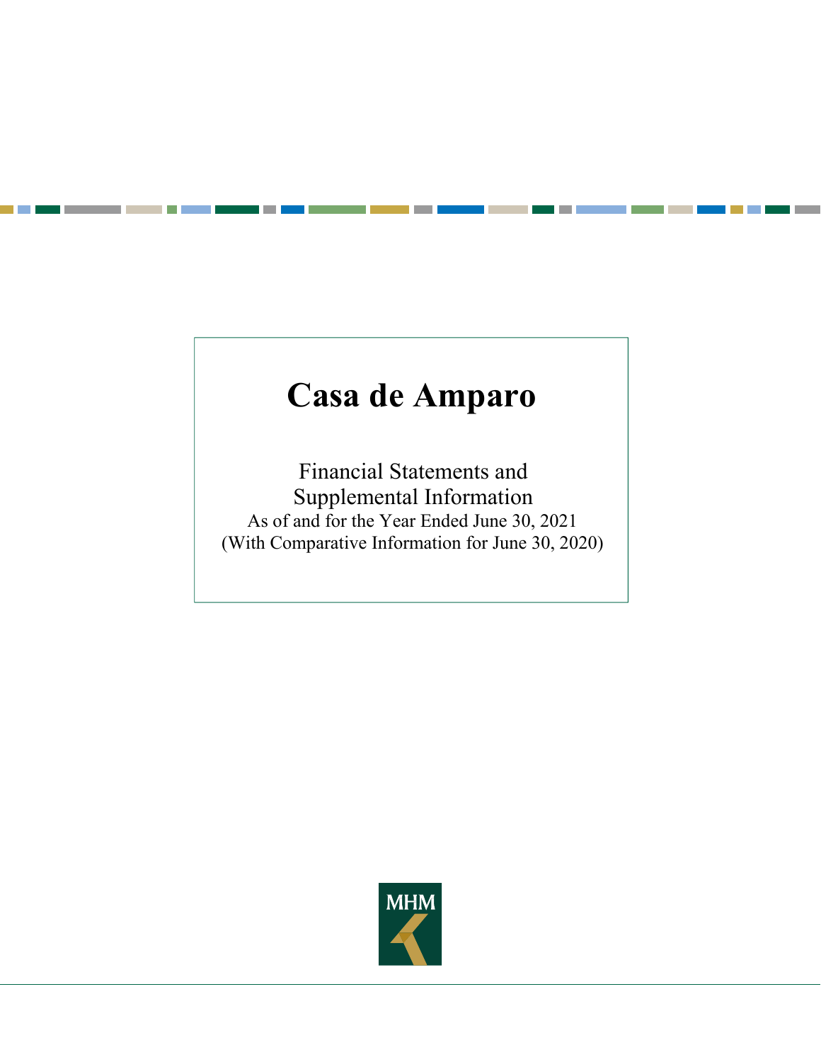# Casa de Amparo

Financial Statements and
Supplemental Information
As of and for the Year Ended June 30, 2021
(With Comparative Information for June 30, 2020)

MHM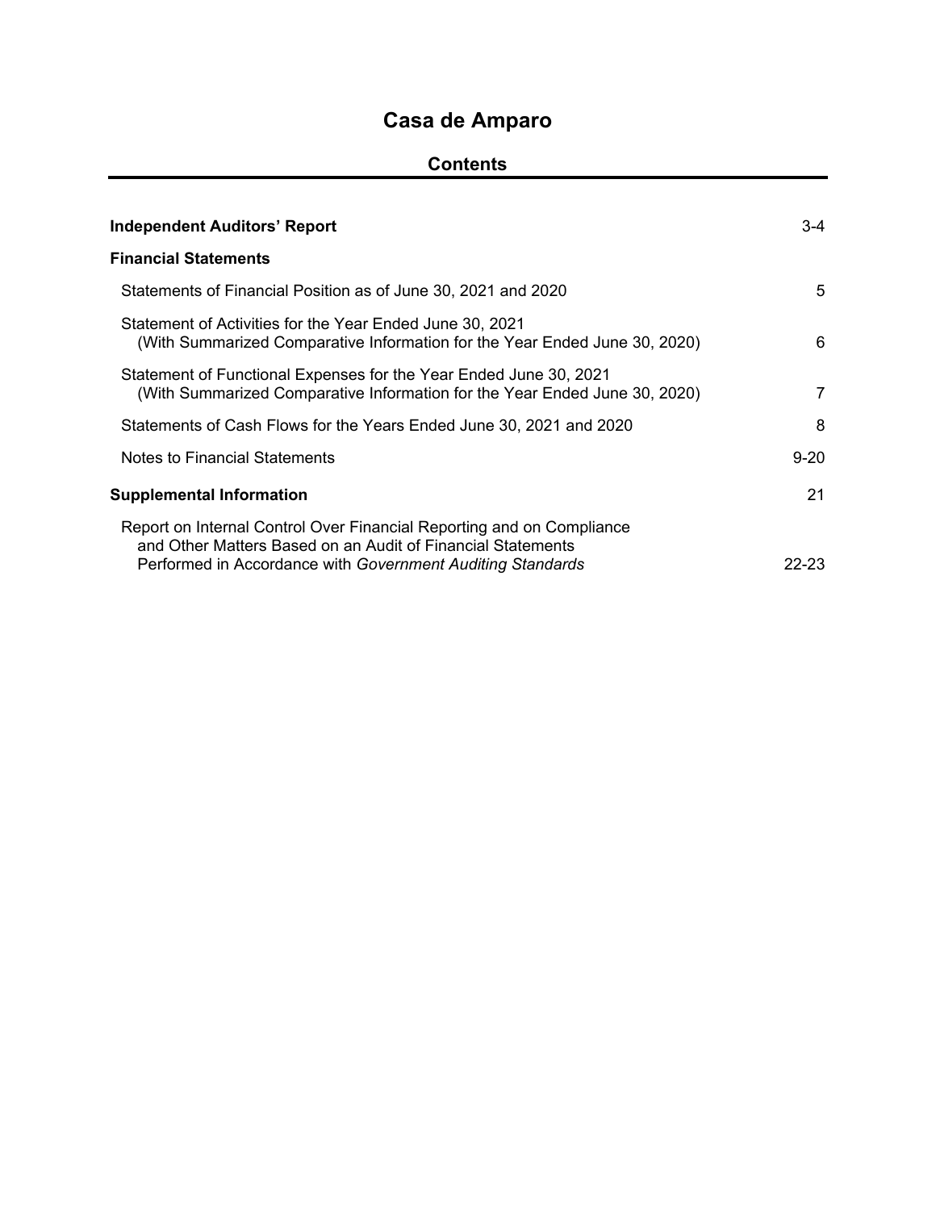# Casa de Amparo

## Contents

| | |
|---|---|
| **Independent Auditors' Report** | 3-4 |
| **Financial Statements** | |
| Statements of Financial Position as of June 30, 2021 and 2020 | 5 |
| Statement of Activities for the Year Ended June 30, 2021 (With Summarized Comparative Information for the Year Ended June 30, 2020) | 6 |
| Statement of Functional Expenses for the Year Ended June 30, 2021 (With Summarized Comparative Information for the Year Ended June 30, 2020) | 7 |
| Statements of Cash Flows for the Years Ended June 30, 2021 and 2020 | 8 |
| Notes to Financial Statements | 9-20 |
| **Supplemental Information** | 21 |
| Report on Internal Control Over Financial Reporting and on Compliance and Other Matters Based on an Audit of Financial Statements Performed in Accordance with *Government Auditing Standards* | 22-23 |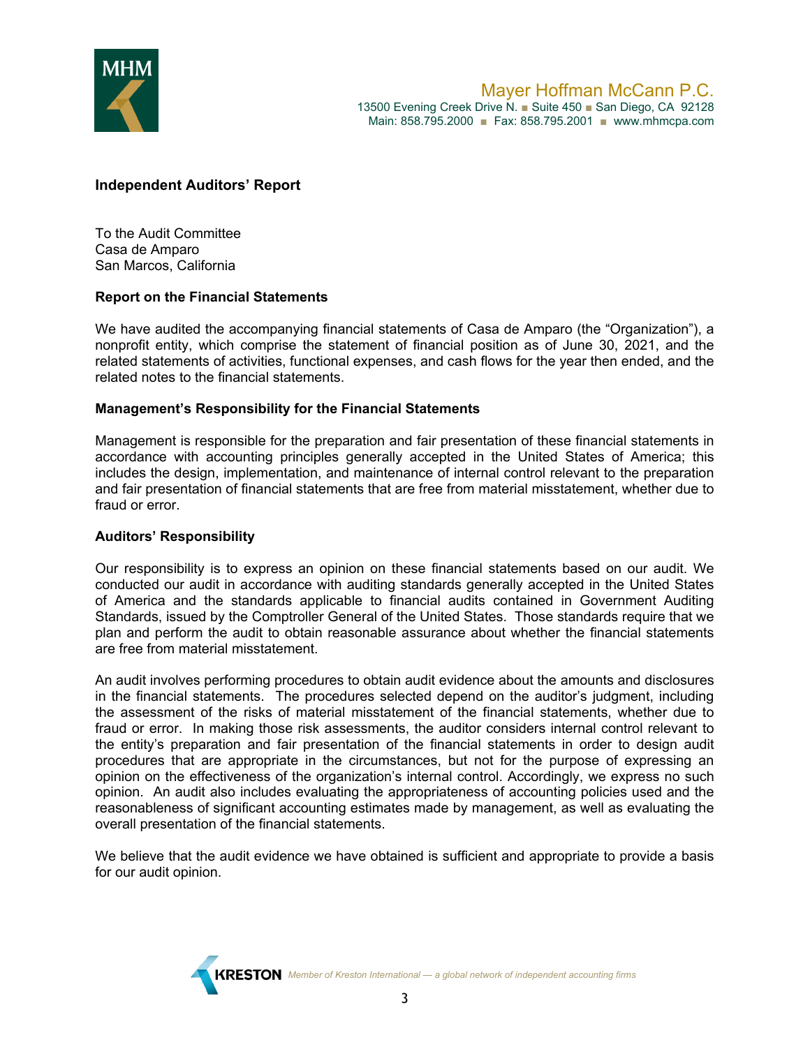Mayer Hoffman McCann P.C.
13500 Evening Creek Drive N. ■ Suite 450 ■ San Diego, CA 92128
Main: 858.795.2000 ■ Fax: 858.795.2001 ■ www.mhmcpa.com

## Independent Auditors' Report

To the Audit Committee
Casa de Amparo
San Marcos, California

### Report on the Financial Statements

We have audited the accompanying financial statements of Casa de Amparo (the "Organization"), a nonprofit entity, which comprise the statement of financial position as of June 30, 2021, and the related statements of activities, functional expenses, and cash flows for the year then ended, and the related notes to the financial statements.

### Management's Responsibility for the Financial Statements

Management is responsible for the preparation and fair presentation of these financial statements in accordance with accounting principles generally accepted in the United States of America; this includes the design, implementation, and maintenance of internal control relevant to the preparation and fair presentation of financial statements that are free from material misstatement, whether due to fraud or error.

### Auditors' Responsibility

Our responsibility is to express an opinion on these financial statements based on our audit. We conducted our audit in accordance with auditing standards generally accepted in the United States of America and the standards applicable to financial audits contained in Government Auditing Standards, issued by the Comptroller General of the United States. Those standards require that we plan and perform the audit to obtain reasonable assurance about whether the financial statements are free from material misstatement.

An audit involves performing procedures to obtain audit evidence about the amounts and disclosures in the financial statements. The procedures selected depend on the auditor's judgment, including the assessment of the risks of material misstatement of the financial statements, whether due to fraud or error. In making those risk assessments, the auditor considers internal control relevant to the entity's preparation and fair presentation of the financial statements in order to design audit procedures that are appropriate in the circumstances, but not for the purpose of expressing an opinion on the effectiveness of the organization's internal control. Accordingly, we express no such opinion. An audit also includes evaluating the appropriateness of accounting policies used and the reasonableness of significant accounting estimates made by management, as well as evaluating the overall presentation of the financial statements.

We believe that the audit evidence we have obtained is sufficient and appropriate to provide a basis for our audit opinion.

KRESTON *Member of Kreston International — a global network of independent accounting firms*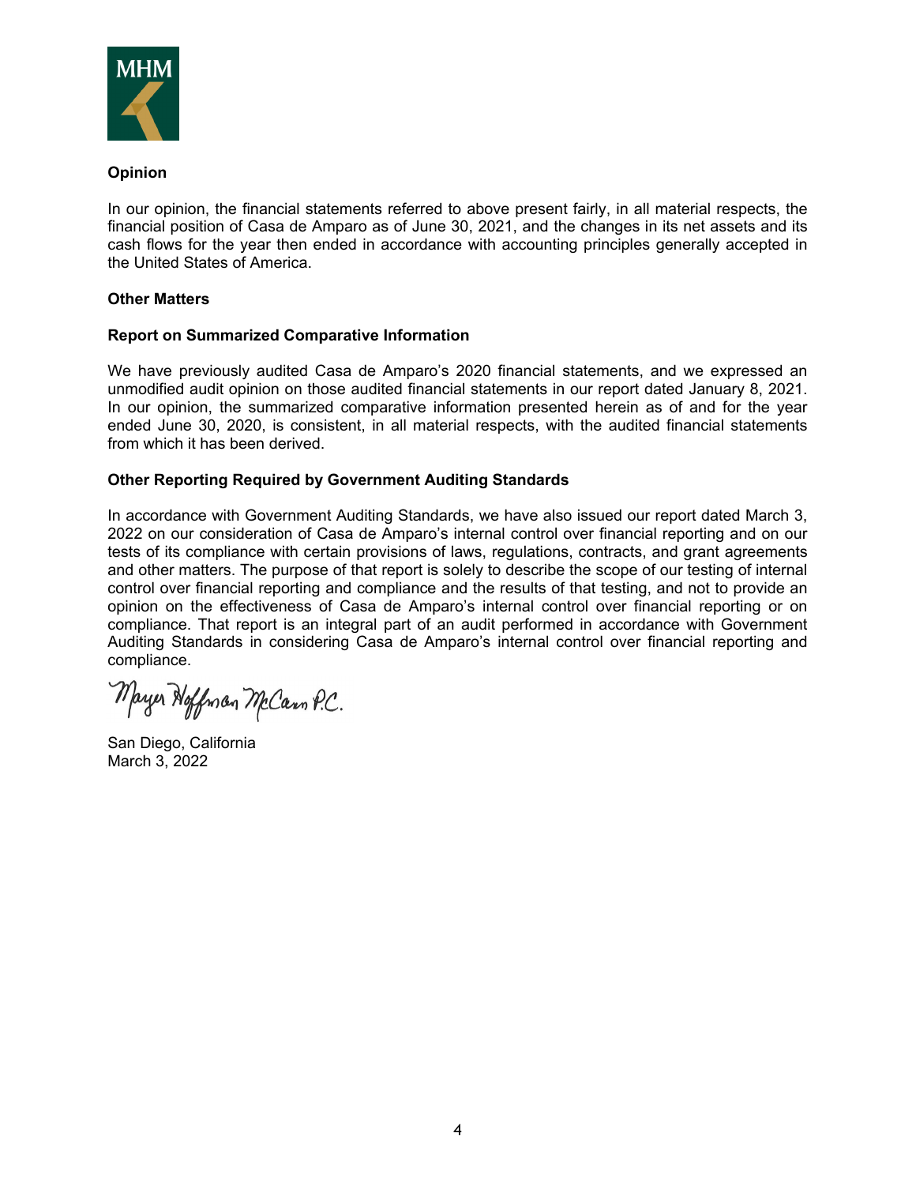## Opinion

In our opinion, the financial statements referred to above present fairly, in all material respects, the financial position of Casa de Amparo as of June 30, 2021, and the changes in its net assets and its cash flows for the year then ended in accordance with accounting principles generally accepted in the United States of America.

## Other Matters

### Report on Summarized Comparative Information

We have previously audited Casa de Amparo's 2020 financial statements, and we expressed an unmodified audit opinion on those audited financial statements in our report dated January 8, 2021. In our opinion, the summarized comparative information presented herein as of and for the year ended June 30, 2020, is consistent, in all material respects, with the audited financial statements from which it has been derived.

### Other Reporting Required by Government Auditing Standards

In accordance with Government Auditing Standards, we have also issued our report dated March 3, 2022 on our consideration of Casa de Amparo's internal control over financial reporting and on our tests of its compliance with certain provisions of laws, regulations, contracts, and grant agreements and other matters. The purpose of that report is solely to describe the scope of our testing of internal control over financial reporting and compliance and the results of that testing, and not to provide an opinion on the effectiveness of Casa de Amparo's internal control over financial reporting or on compliance. That report is an integral part of an audit performed in accordance with Government Auditing Standards in considering Casa de Amparo's internal control over financial reporting and compliance.

Mayer Hoffman McCann P.C.

San Diego, California
March 3, 2022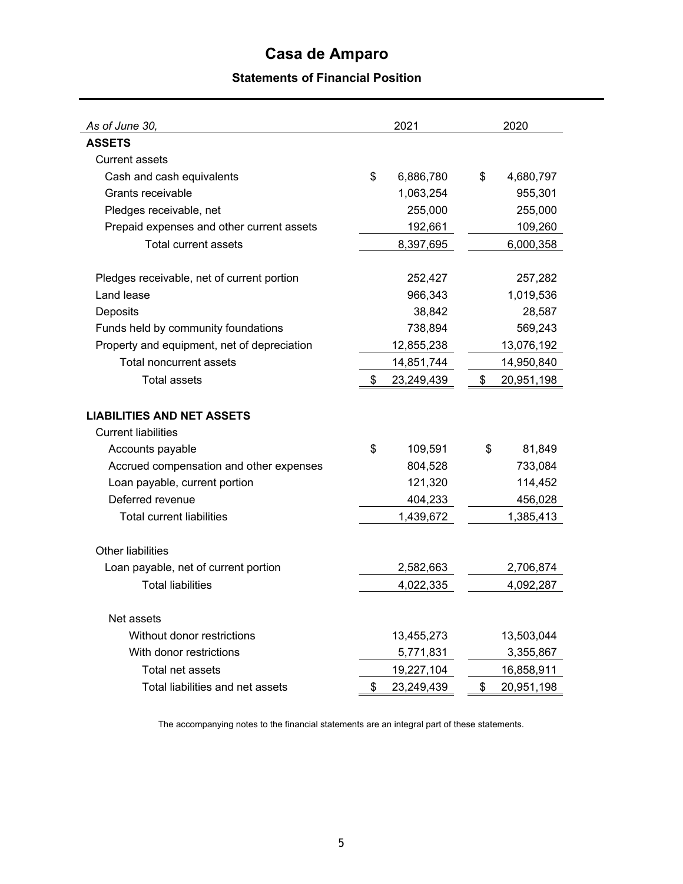# Casa de Amparo

## Statements of Financial Position

| *As of June 30,* | 2021 | 2020 |
|---|---|---|
| **ASSETS** | | |
| Current assets | | |
| Cash and cash equivalents | $ 6,886,780 | $ 4,680,797 |
| Grants receivable | 1,063,254 | 955,301 |
| Pledges receivable, net | 255,000 | 255,000 |
| Prepaid expenses and other current assets | 192,661 | 109,260 |
| Total current assets | 8,397,695 | 6,000,358 |
| | | |
| Pledges receivable, net of current portion | 252,427 | 257,282 |
| Land lease | 966,343 | 1,019,536 |
| Deposits | 38,842 | 28,587 |
| Funds held by community foundations | 738,894 | 569,243 |
| Property and equipment, net of depreciation | 12,855,238 | 13,076,192 |
| Total noncurrent assets | 14,851,744 | 14,950,840 |
| Total assets | $ 23,249,439 | $ 20,951,198 |
| | | |
| **LIABILITIES AND NET ASSETS** | | |
| Current liabilities | | |
| Accounts payable | $ 109,591 | $ 81,849 |
| Accrued compensation and other expenses | 804,528 | 733,084 |
| Loan payable, current portion | 121,320 | 114,452 |
| Deferred revenue | 404,233 | 456,028 |
| Total current liabilities | 1,439,672 | 1,385,413 |
| | | |
| Other liabilities | | |
| Loan payable, net of current portion | 2,582,663 | 2,706,874 |
| Total liabilities | 4,022,335 | 4,092,287 |
| | | |
| Net assets | | |
| Without donor restrictions | 13,455,273 | 13,503,044 |
| With donor restrictions | 5,771,831 | 3,355,867 |
| Total net assets | 19,227,104 | 16,858,911 |
| Total liabilities and net assets | $ 23,249,439 | $ 20,951,198 |

The accompanying notes to the financial statements are an integral part of these statements.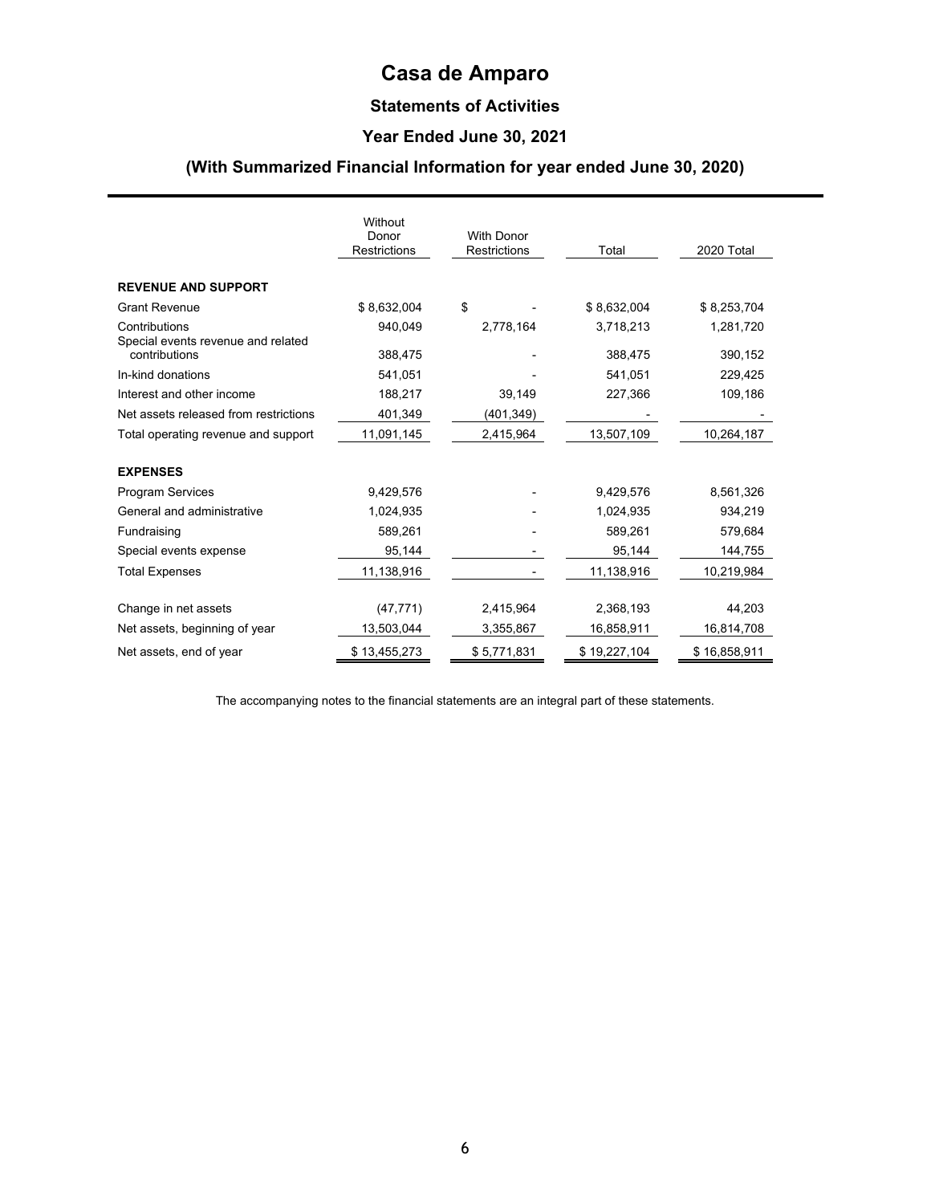# Casa de Amparo

## Statements of Activities

### Year Ended June 30, 2021

### (With Summarized Financial Information for year ended June 30, 2020)

| | Without Donor Restrictions | With Donor Restrictions | Total | 2020 Total |
|---|---|---|---|---|
| **REVENUE AND SUPPORT** | | | | |
| Grant Revenue | $ 8,632,004 | $ - | $ 8,632,004 | $ 8,253,704 |
| Contributions | 940,049 | 2,778,164 | 3,718,213 | 1,281,720 |
| Special events revenue and related contributions | 388,475 | - | 388,475 | 390,152 |
| In-kind donations | 541,051 | - | 541,051 | 229,425 |
| Interest and other income | 188,217 | 39,149 | 227,366 | 109,186 |
| Net assets released from restrictions | 401,349 | (401,349) | - | - |
| Total operating revenue and support | 11,091,145 | 2,415,964 | 13,507,109 | 10,264,187 |
| **EXPENSES** | | | | |
| Program Services | 9,429,576 | - | 9,429,576 | 8,561,326 |
| General and administrative | 1,024,935 | - | 1,024,935 | 934,219 |
| Fundraising | 589,261 | - | 589,261 | 579,684 |
| Special events expense | 95,144 | - | 95,144 | 144,755 |
| Total Expenses | 11,138,916 | - | 11,138,916 | 10,219,984 |
| Change in net assets | (47,771) | 2,415,964 | 2,368,193 | 44,203 |
| Net assets, beginning of year | 13,503,044 | 3,355,867 | 16,858,911 | 16,814,708 |
| Net assets, end of year | $ 13,455,273 | $ 5,771,831 | $ 19,227,104 | $ 16,858,911 |

The accompanying notes to the financial statements are an integral part of these statements.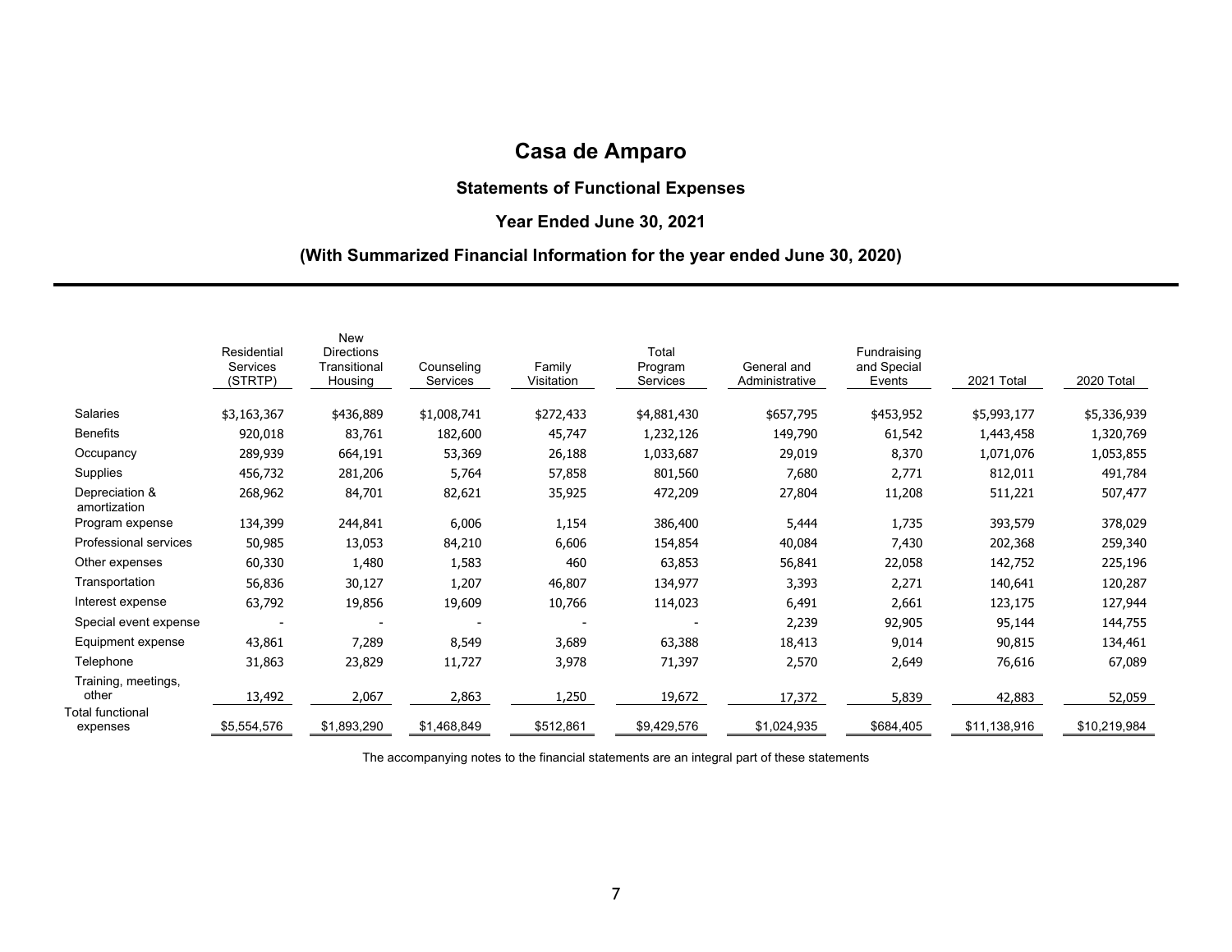# Casa de Amparo

## Statements of Functional Expenses

### Year Ended June 30, 2021

### (With Summarized Financial Information for the year ended June 30, 2020)

| | Residential Services (STRTP) | New Directions Transitional Housing | Counseling Services | Family Visitation | Total Program Services | General and Administrative | Fundraising and Special Events | 2021 Total | 2020 Total |
|---|---|---|---|---|---|---|---|---|---|
| Salaries | $3,163,367 | $436,889 | $1,008,741 | $272,433 | $4,881,430 | $657,795 | $453,952 | $5,993,177 | $5,336,939 |
| Benefits | 920,018 | 83,761 | 182,600 | 45,747 | 1,232,126 | 149,790 | 61,542 | 1,443,458 | 1,320,769 |
| Occupancy | 289,939 | 664,191 | 53,369 | 26,188 | 1,033,687 | 29,019 | 8,370 | 1,071,076 | 1,053,855 |
| Supplies | 456,732 | 281,206 | 5,764 | 57,858 | 801,560 | 7,680 | 2,771 | 812,011 | 491,784 |
| Depreciation & amortization | 268,962 | 84,701 | 82,621 | 35,925 | 472,209 | 27,804 | 11,208 | 511,221 | 507,477 |
| Program expense | 134,399 | 244,841 | 6,006 | 1,154 | 386,400 | 5,444 | 1,735 | 393,579 | 378,029 |
| Professional services | 50,985 | 13,053 | 84,210 | 6,606 | 154,854 | 40,084 | 7,430 | 202,368 | 259,340 |
| Other expenses | 60,330 | 1,480 | 1,583 | 460 | 63,853 | 56,841 | 22,058 | 142,752 | 225,196 |
| Transportation | 56,836 | 30,127 | 1,207 | 46,807 | 134,977 | 3,393 | 2,271 | 140,641 | 120,287 |
| Interest expense | 63,792 | 19,856 | 19,609 | 10,766 | 114,023 | 6,491 | 2,661 | 123,175 | 127,944 |
| Special event expense | - | - | - | - | - | 2,239 | 92,905 | 95,144 | 144,755 |
| Equipment expense | 43,861 | 7,289 | 8,549 | 3,689 | 63,388 | 18,413 | 9,014 | 90,815 | 134,461 |
| Telephone | 31,863 | 23,829 | 11,727 | 3,978 | 71,397 | 2,570 | 2,649 | 76,616 | 67,089 |
| Training, meetings, other | 13,492 | 2,067 | 2,863 | 1,250 | 19,672 | 17,372 | 5,839 | 42,883 | 52,059 |
| Total functional expenses | $5,554,576 | $1,893,290 | $1,468,849 | $512,861 | $9,429,576 | $1,024,935 | $684,405 | $11,138,916 | $10,219,984 |

The accompanying notes to the financial statements are an integral part of these statements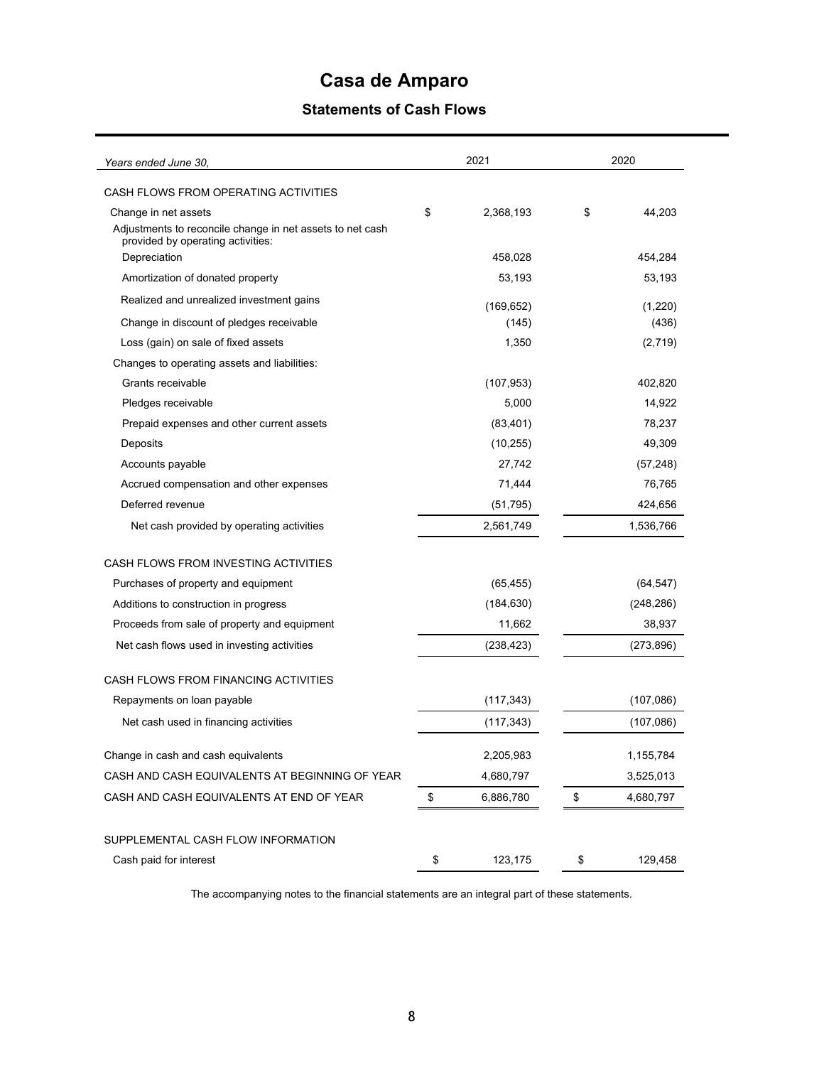# Casa de Amparo

## Statements of Cash Flows

| *Years ended June 30,* | 2021 | 2020 |
|---|---|---|
| CASH FLOWS FROM OPERATING ACTIVITIES | | |
| Change in net assets | $ 2,368,193 | $ 44,203 |
| Adjustments to reconcile change in net assets to net cash provided by operating activities: | | |
| Depreciation | 458,028 | 454,284 |
| Amortization of donated property | 53,193 | 53,193 |
| Realized and unrealized investment gains | (169,652) | (1,220) |
| Change in discount of pledges receivable | (145) | (436) |
| Loss (gain) on sale of fixed assets | 1,350 | (2,719) |
| Changes to operating assets and liabilities: | | |
| Grants receivable | (107,953) | 402,820 |
| Pledges receivable | 5,000 | 14,922 |
| Prepaid expenses and other current assets | (83,401) | 78,237 |
| Deposits | (10,255) | 49,309 |
| Accounts payable | 27,742 | (57,248) |
| Accrued compensation and other expenses | 71,444 | 76,765 |
| Deferred revenue | (51,795) | 424,656 |
| Net cash provided by operating activities | 2,561,749 | 1,536,766 |
| CASH FLOWS FROM INVESTING ACTIVITIES | | |
| Purchases of property and equipment | (65,455) | (64,547) |
| Additions to construction in progress | (184,630) | (248,286) |
| Proceeds from sale of property and equipment | 11,662 | 38,937 |
| Net cash flows used in investing activities | (238,423) | (273,896) |
| CASH FLOWS FROM FINANCING ACTIVITIES | | |
| Repayments on loan payable | (117,343) | (107,086) |
| Net cash used in financing activities | (117,343) | (107,086) |
| Change in cash and cash equivalents | 2,205,983 | 1,155,784 |
| CASH AND CASH EQUIVALENTS AT BEGINNING OF YEAR | 4,680,797 | 3,525,013 |
| CASH AND CASH EQUIVALENTS AT END OF YEAR | $ 6,886,780 | $ 4,680,797 |
| SUPPLEMENTAL CASH FLOW INFORMATION | | |
| Cash paid for interest | $ 123,175 | $ 129,458 |

The accompanying notes to the financial statements are an integral part of these statements.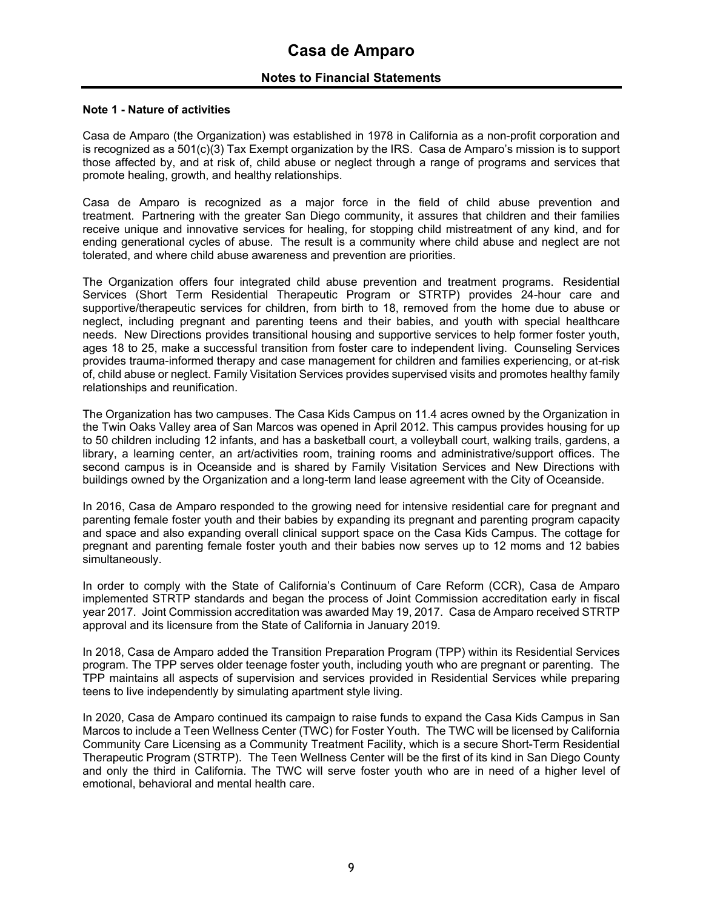# Casa de Amparo

## Notes to Financial Statements

### Note 1 - Nature of activities

Casa de Amparo (the Organization) was established in 1978 in California as a non-profit corporation and is recognized as a 501(c)(3) Tax Exempt organization by the IRS. Casa de Amparo's mission is to support those affected by, and at risk of, child abuse or neglect through a range of programs and services that promote healing, growth, and healthy relationships.

Casa de Amparo is recognized as a major force in the field of child abuse prevention and treatment. Partnering with the greater San Diego community, it assures that children and their families receive unique and innovative services for healing, for stopping child mistreatment of any kind, and for ending generational cycles of abuse. The result is a community where child abuse and neglect are not tolerated, and where child abuse awareness and prevention are priorities.

The Organization offers four integrated child abuse prevention and treatment programs. Residential Services (Short Term Residential Therapeutic Program or STRTP) provides 24-hour care and supportive/therapeutic services for children, from birth to 18, removed from the home due to abuse or neglect, including pregnant and parenting teens and their babies, and youth with special healthcare needs. New Directions provides transitional housing and supportive services to help former foster youth, ages 18 to 25, make a successful transition from foster care to independent living. Counseling Services provides trauma-informed therapy and case management for children and families experiencing, or at-risk of, child abuse or neglect. Family Visitation Services provides supervised visits and promotes healthy family relationships and reunification.

The Organization has two campuses. The Casa Kids Campus on 11.4 acres owned by the Organization in the Twin Oaks Valley area of San Marcos was opened in April 2012. This campus provides housing for up to 50 children including 12 infants, and has a basketball court, a volleyball court, walking trails, gardens, a library, a learning center, an art/activities room, training rooms and administrative/support offices. The second campus is in Oceanside and is shared by Family Visitation Services and New Directions with buildings owned by the Organization and a long-term land lease agreement with the City of Oceanside.

In 2016, Casa de Amparo responded to the growing need for intensive residential care for pregnant and parenting female foster youth and their babies by expanding its pregnant and parenting program capacity and space and also expanding overall clinical support space on the Casa Kids Campus. The cottage for pregnant and parenting female foster youth and their babies now serves up to 12 moms and 12 babies simultaneously.

In order to comply with the State of California's Continuum of Care Reform (CCR), Casa de Amparo implemented STRTP standards and began the process of Joint Commission accreditation early in fiscal year 2017. Joint Commission accreditation was awarded May 19, 2017. Casa de Amparo received STRTP approval and its licensure from the State of California in January 2019.

In 2018, Casa de Amparo added the Transition Preparation Program (TPP) within its Residential Services program. The TPP serves older teenage foster youth, including youth who are pregnant or parenting. The TPP maintains all aspects of supervision and services provided in Residential Services while preparing teens to live independently by simulating apartment style living.

In 2020, Casa de Amparo continued its campaign to raise funds to expand the Casa Kids Campus in San Marcos to include a Teen Wellness Center (TWC) for Foster Youth. The TWC will be licensed by California Community Care Licensing as a Community Treatment Facility, which is a secure Short-Term Residential Therapeutic Program (STRTP). The Teen Wellness Center will be the first of its kind in San Diego County and only the third in California. The TWC will serve foster youth who are in need of a higher level of emotional, behavioral and mental health care.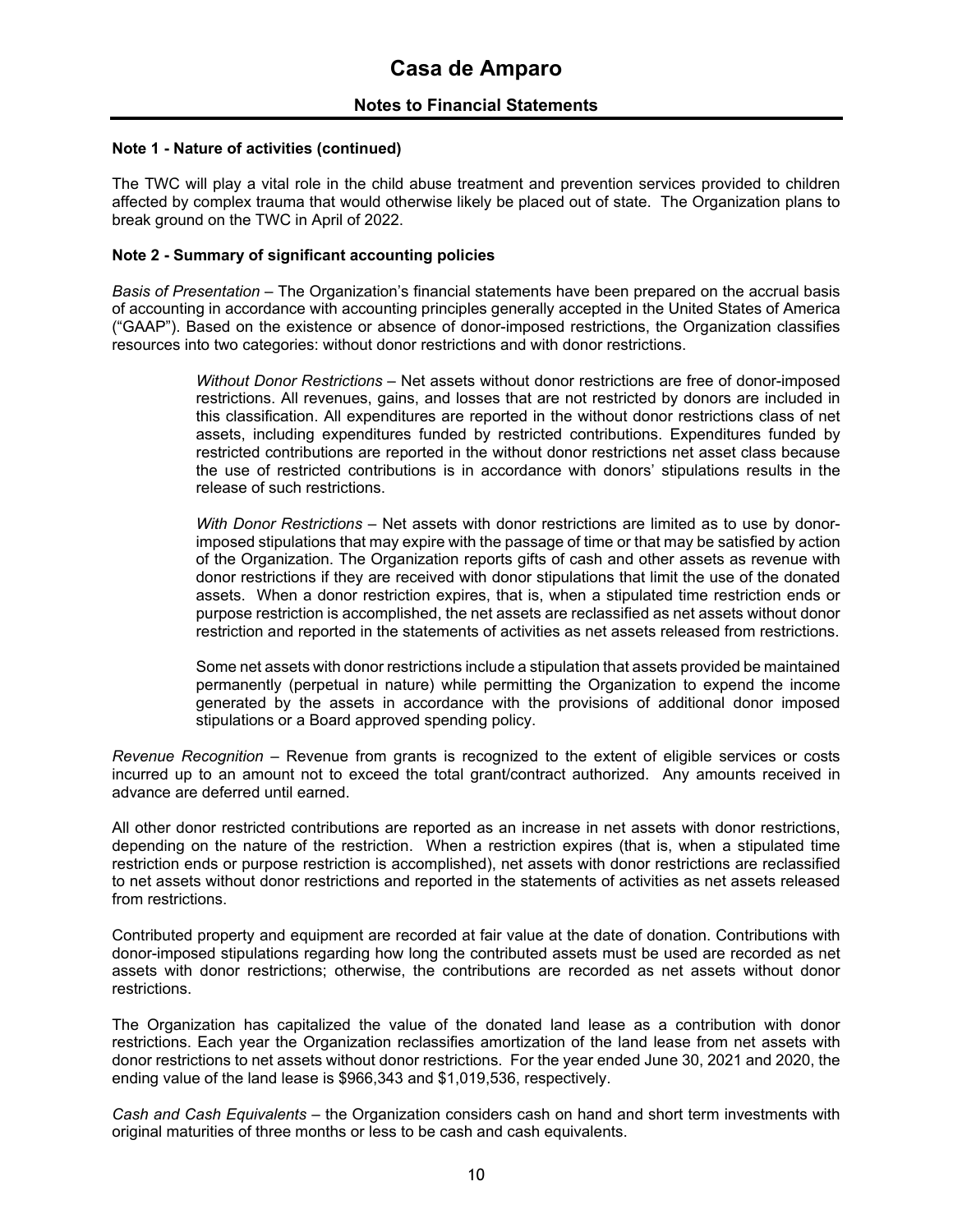# Casa de Amparo

## Notes to Financial Statements

**Note 1 - Nature of activities (continued)**

The TWC will play a vital role in the child abuse treatment and prevention services provided to children affected by complex trauma that would otherwise likely be placed out of state. The Organization plans to break ground on the TWC in April of 2022.

**Note 2 - Summary of significant accounting policies**

*Basis of Presentation* – The Organization's financial statements have been prepared on the accrual basis of accounting in accordance with accounting principles generally accepted in the United States of America ("GAAP"). Based on the existence or absence of donor-imposed restrictions, the Organization classifies resources into two categories: without donor restrictions and with donor restrictions.

> *Without Donor Restrictions* – Net assets without donor restrictions are free of donor-imposed restrictions. All revenues, gains, and losses that are not restricted by donors are included in this classification. All expenditures are reported in the without donor restrictions class of net assets, including expenditures funded by restricted contributions. Expenditures funded by restricted contributions are reported in the without donor restrictions net asset class because the use of restricted contributions is in accordance with donors' stipulations results in the release of such restrictions.
>
> *With Donor Restrictions* – Net assets with donor restrictions are limited as to use by donor-imposed stipulations that may expire with the passage of time or that may be satisfied by action of the Organization. The Organization reports gifts of cash and other assets as revenue with donor restrictions if they are received with donor stipulations that limit the use of the donated assets. When a donor restriction expires, that is, when a stipulated time restriction ends or purpose restriction is accomplished, the net assets are reclassified as net assets without donor restriction and reported in the statements of activities as net assets released from restrictions.
>
> Some net assets with donor restrictions include a stipulation that assets provided be maintained permanently (perpetual in nature) while permitting the Organization to expend the income generated by the assets in accordance with the provisions of additional donor imposed stipulations or a Board approved spending policy.

*Revenue Recognition* – Revenue from grants is recognized to the extent of eligible services or costs incurred up to an amount not to exceed the total grant/contract authorized. Any amounts received in advance are deferred until earned.

All other donor restricted contributions are reported as an increase in net assets with donor restrictions, depending on the nature of the restriction. When a restriction expires (that is, when a stipulated time restriction ends or purpose restriction is accomplished), net assets with donor restrictions are reclassified to net assets without donor restrictions and reported in the statements of activities as net assets released from restrictions.

Contributed property and equipment are recorded at fair value at the date of donation. Contributions with donor-imposed stipulations regarding how long the contributed assets must be used are recorded as net assets with donor restrictions; otherwise, the contributions are recorded as net assets without donor restrictions.

The Organization has capitalized the value of the donated land lease as a contribution with donor restrictions. Each year the Organization reclassifies amortization of the land lease from net assets with donor restrictions to net assets without donor restrictions. For the year ended June 30, 2021 and 2020, the ending value of the land lease is $966,343 and $1,019,536, respectively.

*Cash and Cash Equivalents* – the Organization considers cash on hand and short term investments with original maturities of three months or less to be cash and cash equivalents.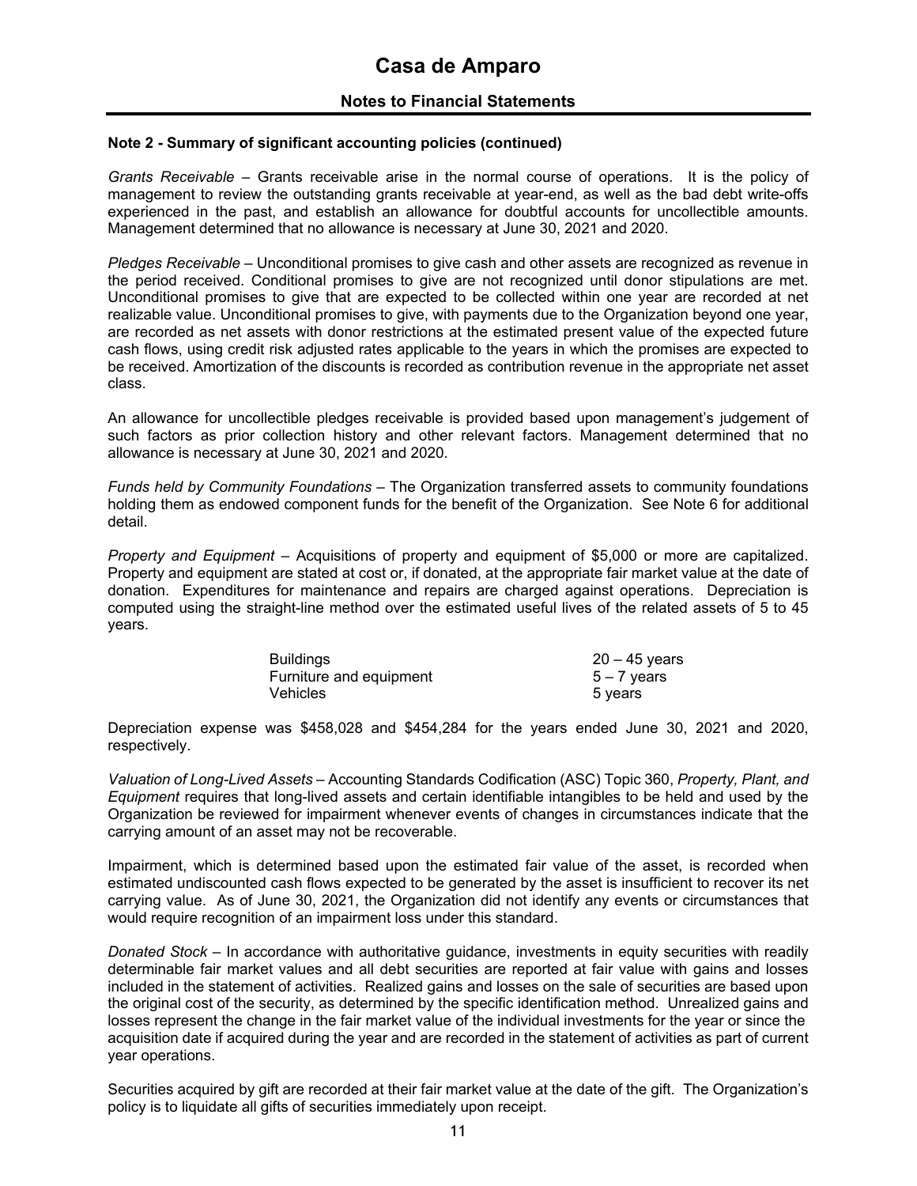# Casa de Amparo

## Notes to Financial Statements

### Note 2 - Summary of significant accounting policies (continued)

*Grants Receivable* – Grants receivable arise in the normal course of operations. It is the policy of management to review the outstanding grants receivable at year-end, as well as the bad debt write-offs experienced in the past, and establish an allowance for doubtful accounts for uncollectible amounts. Management determined that no allowance is necessary at June 30, 2021 and 2020.

*Pledges Receivable* – Unconditional promises to give cash and other assets are recognized as revenue in the period received. Conditional promises to give are not recognized until donor stipulations are met. Unconditional promises to give that are expected to be collected within one year are recorded at net realizable value. Unconditional promises to give, with payments due to the Organization beyond one year, are recorded as net assets with donor restrictions at the estimated present value of the expected future cash flows, using credit risk adjusted rates applicable to the years in which the promises are expected to be received. Amortization of the discounts is recorded as contribution revenue in the appropriate net asset class.

An allowance for uncollectible pledges receivable is provided based upon management's judgement of such factors as prior collection history and other relevant factors. Management determined that no allowance is necessary at June 30, 2021 and 2020.

*Funds held by Community Foundations* – The Organization transferred assets to community foundations holding them as endowed component funds for the benefit of the Organization. See Note 6 for additional detail.

*Property and Equipment* – Acquisitions of property and equipment of $5,000 or more are capitalized. Property and equipment are stated at cost or, if donated, at the appropriate fair market value at the date of donation. Expenditures for maintenance and repairs are charged against operations. Depreciation is computed using the straight-line method over the estimated useful lives of the related assets of 5 to 45 years.

| | |
|---|---|
| Buildings | 20 – 45 years |
| Furniture and equipment | 5 – 7 years |
| Vehicles | 5 years |

Depreciation expense was $458,028 and $454,284 for the years ended June 30, 2021 and 2020, respectively.

*Valuation of Long-Lived Assets* – Accounting Standards Codification (ASC) Topic 360, *Property, Plant, and Equipment* requires that long-lived assets and certain identifiable intangibles to be held and used by the Organization be reviewed for impairment whenever events of changes in circumstances indicate that the carrying amount of an asset may not be recoverable.

Impairment, which is determined based upon the estimated fair value of the asset, is recorded when estimated undiscounted cash flows expected to be generated by the asset is insufficient to recover its net carrying value. As of June 30, 2021, the Organization did not identify any events or circumstances that would require recognition of an impairment loss under this standard.

*Donated Stock* – In accordance with authoritative guidance, investments in equity securities with readily determinable fair market values and all debt securities are reported at fair value with gains and losses included in the statement of activities. Realized gains and losses on the sale of securities are based upon the original cost of the security, as determined by the specific identification method. Unrealized gains and losses represent the change in the fair market value of the individual investments for the year or since the acquisition date if acquired during the year and are recorded in the statement of activities as part of current year operations.

Securities acquired by gift are recorded at their fair market value at the date of the gift. The Organization's policy is to liquidate all gifts of securities immediately upon receipt.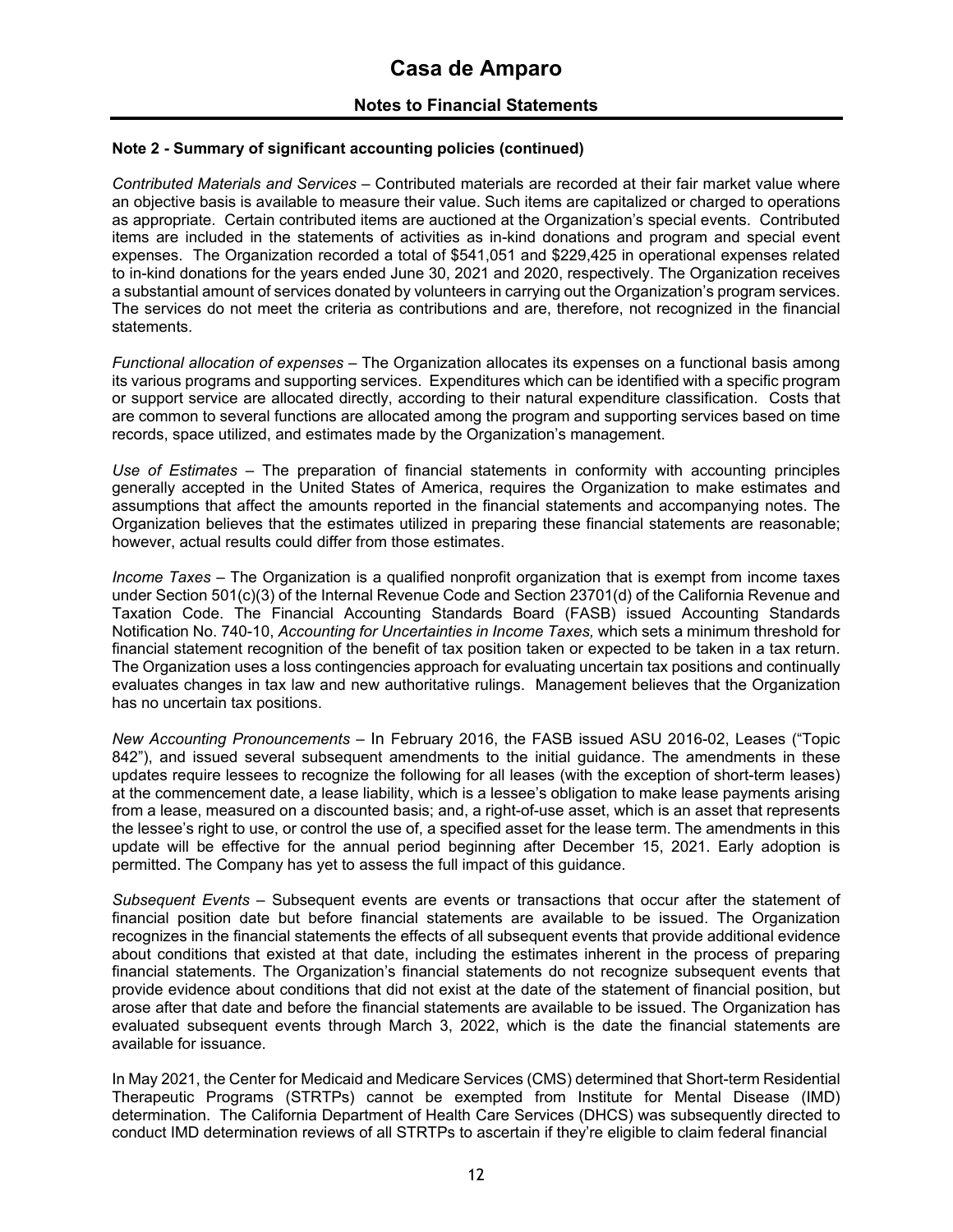### Note 2 - Summary of significant accounting policies (continued)

*Contributed Materials and Services* – Contributed materials are recorded at their fair market value where an objective basis is available to measure their value. Such items are capitalized or charged to operations as appropriate. Certain contributed items are auctioned at the Organization's special events. Contributed items are included in the statements of activities as in-kind donations and program and special event expenses. The Organization recorded a total of $541,051 and $229,425 in operational expenses related to in-kind donations for the years ended June 30, 2021 and 2020, respectively. The Organization receives a substantial amount of services donated by volunteers in carrying out the Organization's program services. The services do not meet the criteria as contributions and are, therefore, not recognized in the financial statements.

*Functional allocation of expenses* – The Organization allocates its expenses on a functional basis among its various programs and supporting services. Expenditures which can be identified with a specific program or support service are allocated directly, according to their natural expenditure classification. Costs that are common to several functions are allocated among the program and supporting services based on time records, space utilized, and estimates made by the Organization's management.

*Use of Estimates* – The preparation of financial statements in conformity with accounting principles generally accepted in the United States of America, requires the Organization to make estimates and assumptions that affect the amounts reported in the financial statements and accompanying notes. The Organization believes that the estimates utilized in preparing these financial statements are reasonable; however, actual results could differ from those estimates.

*Income Taxes* – The Organization is a qualified nonprofit organization that is exempt from income taxes under Section 501(c)(3) of the Internal Revenue Code and Section 23701(d) of the California Revenue and Taxation Code. The Financial Accounting Standards Board (FASB) issued Accounting Standards Notification No. 740-10, *Accounting for Uncertainties in Income Taxes,* which sets a minimum threshold for financial statement recognition of the benefit of tax position taken or expected to be taken in a tax return. The Organization uses a loss contingencies approach for evaluating uncertain tax positions and continually evaluates changes in tax law and new authoritative rulings. Management believes that the Organization has no uncertain tax positions.

*New Accounting Pronouncements* – In February 2016, the FASB issued ASU 2016-02, Leases ("Topic 842"), and issued several subsequent amendments to the initial guidance. The amendments in these updates require lessees to recognize the following for all leases (with the exception of short-term leases) at the commencement date, a lease liability, which is a lessee's obligation to make lease payments arising from a lease, measured on a discounted basis; and, a right-of-use asset, which is an asset that represents the lessee's right to use, or control the use of, a specified asset for the lease term. The amendments in this update will be effective for the annual period beginning after December 15, 2021. Early adoption is permitted. The Company has yet to assess the full impact of this guidance.

*Subsequent Events* – Subsequent events are events or transactions that occur after the statement of financial position date but before financial statements are available to be issued. The Organization recognizes in the financial statements the effects of all subsequent events that provide additional evidence about conditions that existed at that date, including the estimates inherent in the process of preparing financial statements. The Organization's financial statements do not recognize subsequent events that provide evidence about conditions that did not exist at the date of the statement of financial position, but arose after that date and before the financial statements are available to be issued. The Organization has evaluated subsequent events through March 3, 2022, which is the date the financial statements are available for issuance.

In May 2021, the Center for Medicaid and Medicare Services (CMS) determined that Short-term Residential Therapeutic Programs (STRTPs) cannot be exempted from Institute for Mental Disease (IMD) determination. The California Department of Health Care Services (DHCS) was subsequently directed to conduct IMD determination reviews of all STRTPs to ascertain if they're eligible to claim federal financial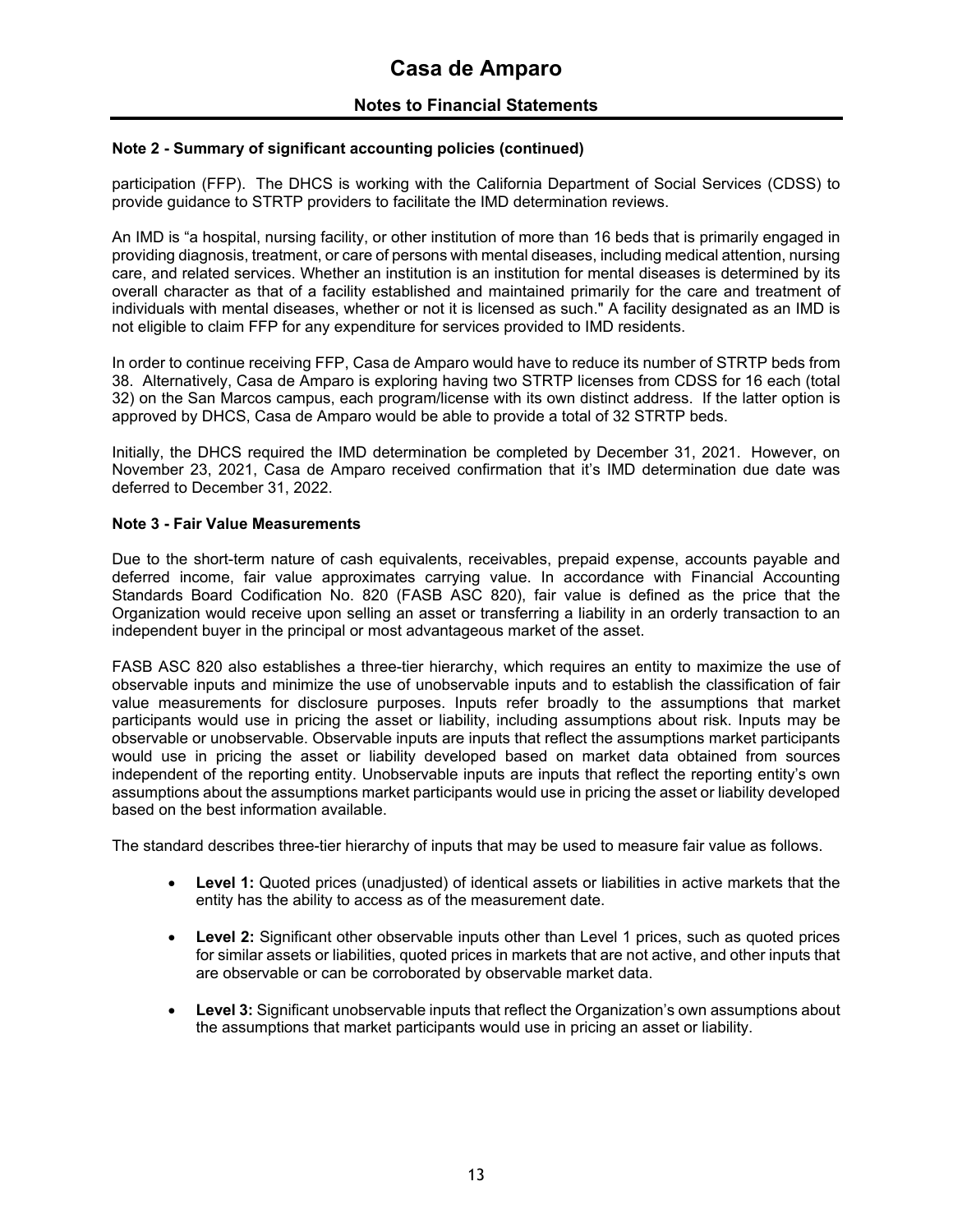### Note 2 - Summary of significant accounting policies (continued)

participation (FFP). The DHCS is working with the California Department of Social Services (CDSS) to provide guidance to STRTP providers to facilitate the IMD determination reviews.

An IMD is "a hospital, nursing facility, or other institution of more than 16 beds that is primarily engaged in providing diagnosis, treatment, or care of persons with mental diseases, including medical attention, nursing care, and related services. Whether an institution is an institution for mental diseases is determined by its overall character as that of a facility established and maintained primarily for the care and treatment of individuals with mental diseases, whether or not it is licensed as such." A facility designated as an IMD is not eligible to claim FFP for any expenditure for services provided to IMD residents.

In order to continue receiving FFP, Casa de Amparo would have to reduce its number of STRTP beds from 38. Alternatively, Casa de Amparo is exploring having two STRTP licenses from CDSS for 16 each (total 32) on the San Marcos campus, each program/license with its own distinct address. If the latter option is approved by DHCS, Casa de Amparo would be able to provide a total of 32 STRTP beds.

Initially, the DHCS required the IMD determination be completed by December 31, 2021. However, on November 23, 2021, Casa de Amparo received confirmation that it's IMD determination due date was deferred to December 31, 2022.

### Note 3 - Fair Value Measurements

Due to the short-term nature of cash equivalents, receivables, prepaid expense, accounts payable and deferred income, fair value approximates carrying value. In accordance with Financial Accounting Standards Board Codification No. 820 (FASB ASC 820), fair value is defined as the price that the Organization would receive upon selling an asset or transferring a liability in an orderly transaction to an independent buyer in the principal or most advantageous market of the asset.

FASB ASC 820 also establishes a three-tier hierarchy, which requires an entity to maximize the use of observable inputs and minimize the use of unobservable inputs and to establish the classification of fair value measurements for disclosure purposes. Inputs refer broadly to the assumptions that market participants would use in pricing the asset or liability, including assumptions about risk. Inputs may be observable or unobservable. Observable inputs are inputs that reflect the assumptions market participants would use in pricing the asset or liability developed based on market data obtained from sources independent of the reporting entity. Unobservable inputs are inputs that reflect the reporting entity's own assumptions about the assumptions market participants would use in pricing the asset or liability developed based on the best information available.

The standard describes three-tier hierarchy of inputs that may be used to measure fair value as follows.

- **Level 1:** Quoted prices (unadjusted) of identical assets or liabilities in active markets that the entity has the ability to access as of the measurement date.
- **Level 2:** Significant other observable inputs other than Level 1 prices, such as quoted prices for similar assets or liabilities, quoted prices in markets that are not active, and other inputs that are observable or can be corroborated by observable market data.
- **Level 3:** Significant unobservable inputs that reflect the Organization's own assumptions about the assumptions that market participants would use in pricing an asset or liability.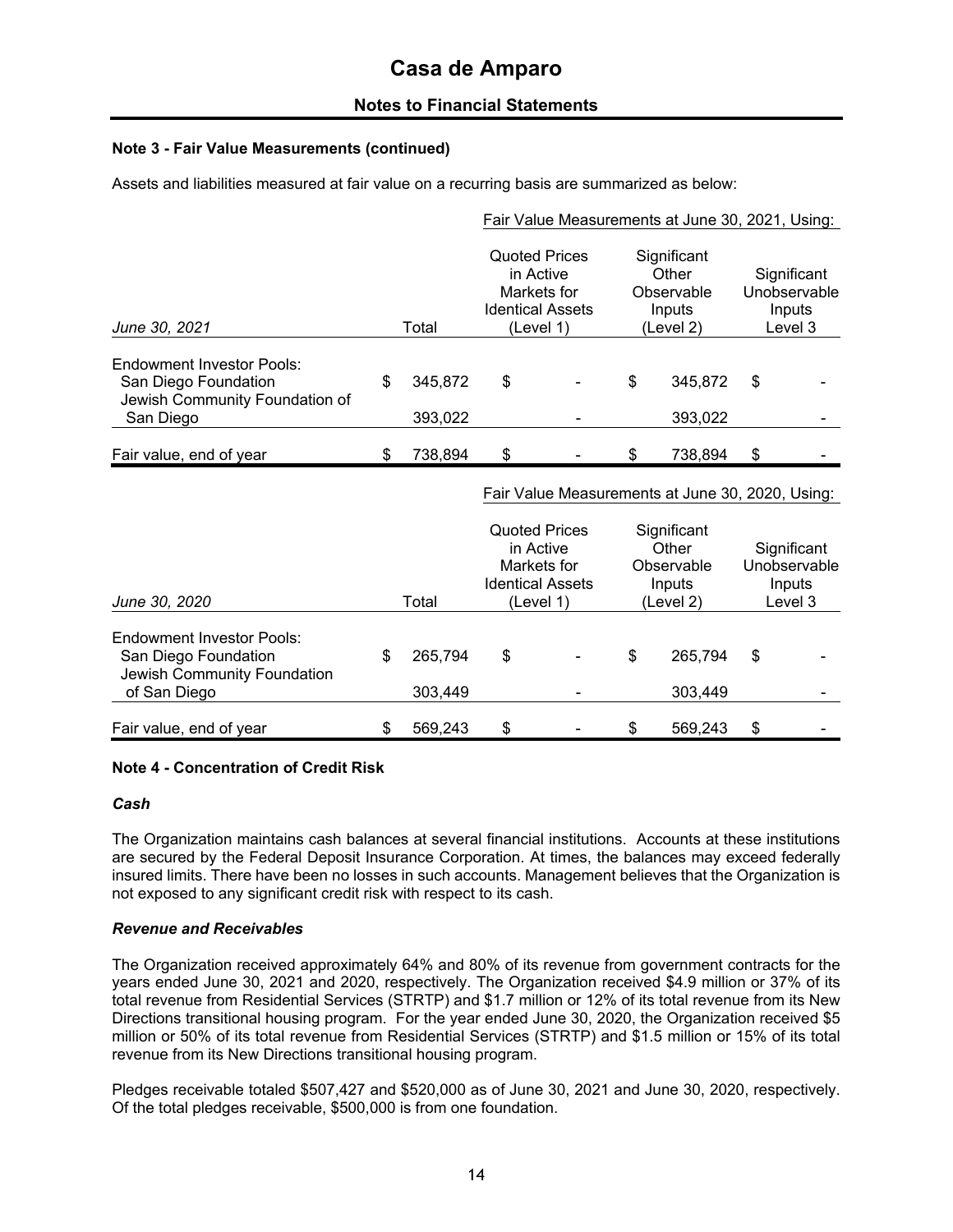# Casa de Amparo

## Notes to Financial Statements

### Note 3 - Fair Value Measurements (continued)

Assets and liabilities measured at fair value on a recurring basis are summarized as below:

| | | Fair Value Measurements at June 30, 2021, Using: | | |
|---|---|---|---|---|
| *June 30, 2021* | Total | Quoted Prices in Active Markets for Identical Assets (Level 1) | Significant Other Observable Inputs (Level 2) | Significant Unobservable Inputs Level 3 |
| Endowment Investor Pools: | | | | |
| San Diego Foundation | $ 345,872 | $ - | $ 345,872 | $ - |
| Jewish Community Foundation of San Diego | 393,022 | - | 393,022 | - |
| Fair value, end of year | $ 738,894 | $ - | $ 738,894 | $ - |

| | | Fair Value Measurements at June 30, 2020, Using: | | |
|---|---|---|---|---|
| *June 30, 2020* | Total | Quoted Prices in Active Markets for Identical Assets (Level 1) | Significant Other Observable Inputs (Level 2) | Significant Unobservable Inputs Level 3 |
| Endowment Investor Pools: | | | | |
| San Diego Foundation | $ 265,794 | $ - | $ 265,794 | $ - |
| Jewish Community Foundation of San Diego | 303,449 | - | 303,449 | - |
| Fair value, end of year | $ 569,243 | $ - | $ 569,243 | $ - |

### Note 4 - Concentration of Credit Risk

#### *Cash*

The Organization maintains cash balances at several financial institutions. Accounts at these institutions are secured by the Federal Deposit Insurance Corporation. At times, the balances may exceed federally insured limits. There have been no losses in such accounts. Management believes that the Organization is not exposed to any significant credit risk with respect to its cash.

#### *Revenue and Receivables*

The Organization received approximately 64% and 80% of its revenue from government contracts for the years ended June 30, 2021 and 2020, respectively. The Organization received $4.9 million or 37% of its total revenue from Residential Services (STRTP) and $1.7 million or 12% of its total revenue from its New Directions transitional housing program. For the year ended June 30, 2020, the Organization received $5 million or 50% of its total revenue from Residential Services (STRTP) and $1.5 million or 15% of its total revenue from its New Directions transitional housing program.

Pledges receivable totaled $507,427 and $520,000 as of June 30, 2021 and June 30, 2020, respectively. Of the total pledges receivable, $500,000 is from one foundation.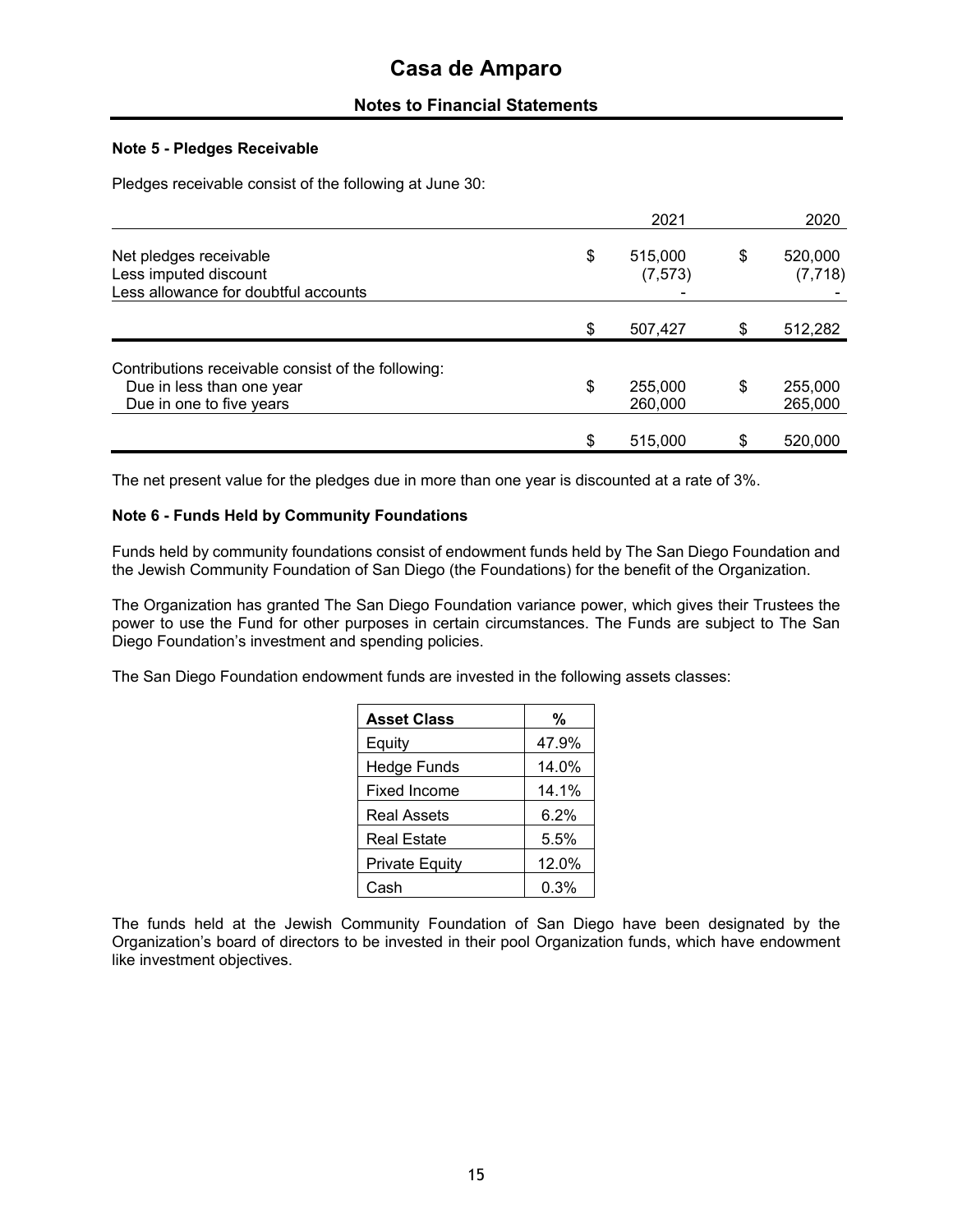# Casa de Amparo

## Notes to Financial Statements

### Note 5 - Pledges Receivable

Pledges receivable consist of the following at June 30:

| | 2021 | 2020 |
|---|---|---|
| Net pledges receivable | $ 515,000 | $ 520,000 |
| Less imputed discount | (7,573) | (7,718) |
| Less allowance for doubtful accounts | - | - |
| | $ 507,427 | $ 512,282 |
| Contributions receivable consist of the following: | | |
| Due in less than one year | $ 255,000 | $ 255,000 |
| Due in one to five years | 260,000 | 265,000 |
| | $ 515,000 | $ 520,000 |

The net present value for the pledges due in more than one year is discounted at a rate of 3%.

### Note 6 - Funds Held by Community Foundations

Funds held by community foundations consist of endowment funds held by The San Diego Foundation and the Jewish Community Foundation of San Diego (the Foundations) for the benefit of the Organization.

The Organization has granted The San Diego Foundation variance power, which gives their Trustees the power to use the Fund for other purposes in certain circumstances. The Funds are subject to The San Diego Foundation's investment and spending policies.

The San Diego Foundation endowment funds are invested in the following assets classes:

| Asset Class | % |
|---|---|
| Equity | 47.9% |
| Hedge Funds | 14.0% |
| Fixed Income | 14.1% |
| Real Assets | 6.2% |
| Real Estate | 5.5% |
| Private Equity | 12.0% |
| Cash | 0.3% |

The funds held at the Jewish Community Foundation of San Diego have been designated by the Organization's board of directors to be invested in their pool Organization funds, which have endowment like investment objectives.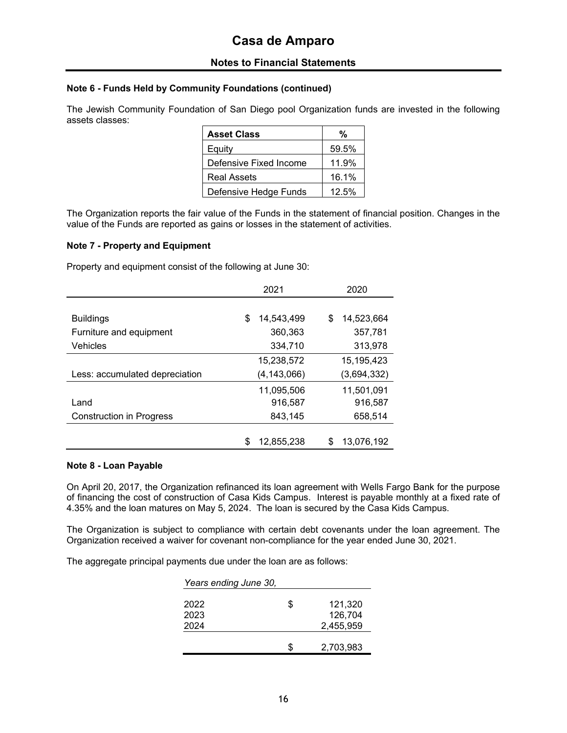## Note 6 - Funds Held by Community Foundations (continued)

The Jewish Community Foundation of San Diego pool Organization funds are invested in the following assets classes:

| Asset Class | % |
|---|---|
| Equity | 59.5% |
| Defensive Fixed Income | 11.9% |
| Real Assets | 16.1% |
| Defensive Hedge Funds | 12.5% |

The Organization reports the fair value of the Funds in the statement of financial position. Changes in the value of the Funds are reported as gains or losses in the statement of activities.

## Note 7 - Property and Equipment

Property and equipment consist of the following at June 30:

| | 2021 | 2020 |
|---|---|---|
| Buildings | $ 14,543,499 | $ 14,523,664 |
| Furniture and equipment | 360,363 | 357,781 |
| Vehicles | 334,710 | 313,978 |
| | 15,238,572 | 15,195,423 |
| Less: accumulated depreciation | (4,143,066) | (3,694,332) |
| | 11,095,506 | 11,501,091 |
| Land | 916,587 | 916,587 |
| Construction in Progress | 843,145 | 658,514 |
| | $ 12,855,238 | $ 13,076,192 |

## Note 8 - Loan Payable

On April 20, 2017, the Organization refinanced its loan agreement with Wells Fargo Bank for the purpose of financing the cost of construction of Casa Kids Campus. Interest is payable monthly at a fixed rate of 4.35% and the loan matures on May 5, 2024. The loan is secured by the Casa Kids Campus.

The Organization is subject to compliance with certain debt covenants under the loan agreement. The Organization received a waiver for covenant non-compliance for the year ended June 30, 2021.

The aggregate principal payments due under the loan are as follows:

| *Years ending June 30,* | |
|---|---|
| 2022 | $ 121,320 |
| 2023 | 126,704 |
| 2024 | 2,455,959 |
| | $ 2,703,983 |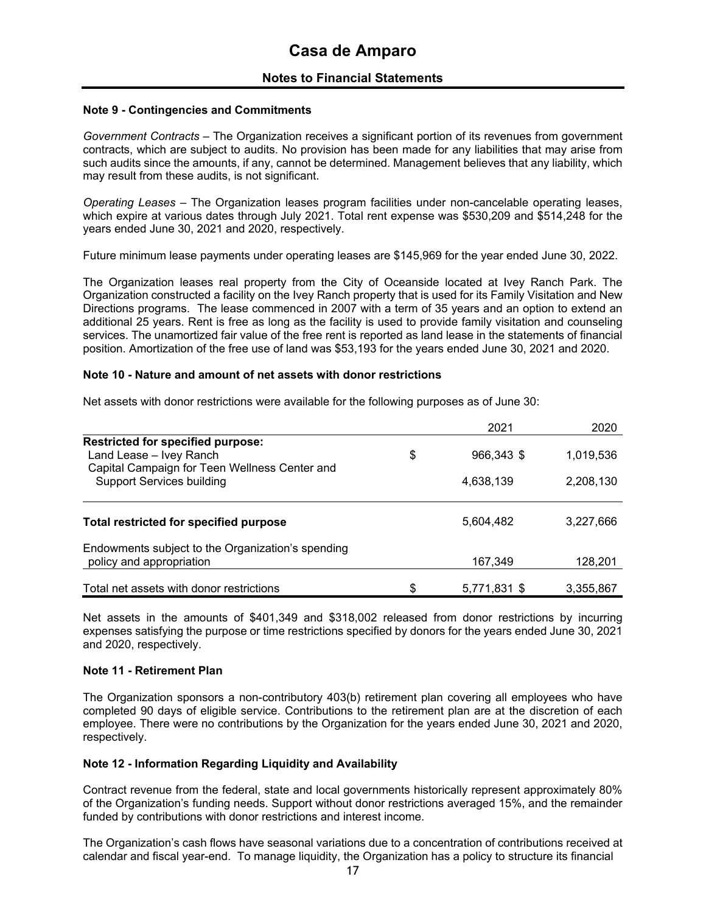# Casa de Amparo

## Notes to Financial Statements

### Note 9 - Contingencies and Commitments

*Government Contracts* – The Organization receives a significant portion of its revenues from government contracts, which are subject to audits. No provision has been made for any liabilities that may arise from such audits since the amounts, if any, cannot be determined. Management believes that any liability, which may result from these audits, is not significant.

*Operating Leases* – The Organization leases program facilities under non-cancelable operating leases, which expire at various dates through July 2021. Total rent expense was $530,209 and $514,248 for the years ended June 30, 2021 and 2020, respectively.

Future minimum lease payments under operating leases are $145,969 for the year ended June 30, 2022.

The Organization leases real property from the City of Oceanside located at Ivey Ranch Park. The Organization constructed a facility on the Ivey Ranch property that is used for its Family Visitation and New Directions programs. The lease commenced in 2007 with a term of 35 years and an option to extend an additional 25 years. Rent is free as long as the facility is used to provide family visitation and counseling services. The unamortized fair value of the free rent is reported as land lease in the statements of financial position. Amortization of the free use of land was $53,193 for the years ended June 30, 2021 and 2020.

### Note 10 - Nature and amount of net assets with donor restrictions

Net assets with donor restrictions were available for the following purposes as of June 30:

| | 2021 | 2020 |
|---|---|---|
| **Restricted for specified purpose:** | | |
| Land Lease – Ivey Ranch | $ 966,343 | $ 1,019,536 |
| Capital Campaign for Teen Wellness Center and Support Services building | 4,638,139 | 2,208,130 |
| **Total restricted for specified purpose** | 5,604,482 | 3,227,666 |
| Endowments subject to the Organization's spending policy and appropriation | 167,349 | 128,201 |
| Total net assets with donor restrictions | $ 5,771,831 | $ 3,355,867 |

Net assets in the amounts of $401,349 and $318,002 released from donor restrictions by incurring expenses satisfying the purpose or time restrictions specified by donors for the years ended June 30, 2021 and 2020, respectively.

### Note 11 - Retirement Plan

The Organization sponsors a non-contributory 403(b) retirement plan covering all employees who have completed 90 days of eligible service. Contributions to the retirement plan are at the discretion of each employee. There were no contributions by the Organization for the years ended June 30, 2021 and 2020, respectively.

### Note 12 - Information Regarding Liquidity and Availability

Contract revenue from the federal, state and local governments historically represent approximately 80% of the Organization's funding needs. Support without donor restrictions averaged 15%, and the remainder funded by contributions with donor restrictions and interest income.

The Organization's cash flows have seasonal variations due to a concentration of contributions received at calendar and fiscal year-end. To manage liquidity, the Organization has a policy to structure its financial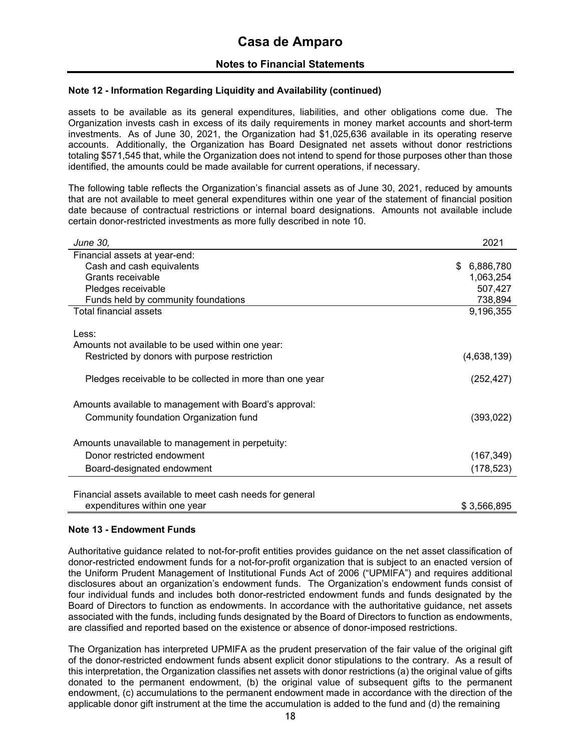## Note 12 - Information Regarding Liquidity and Availability (continued)

assets to be available as its general expenditures, liabilities, and other obligations come due. The Organization invests cash in excess of its daily requirements in money market accounts and short-term investments. As of June 30, 2021, the Organization had $1,025,636 available in its operating reserve accounts. Additionally, the Organization has Board Designated net assets without donor restrictions totaling $571,545 that, while the Organization does not intend to spend for those purposes other than those identified, the amounts could be made available for current operations, if necessary.

The following table reflects the Organization's financial assets as of June 30, 2021, reduced by amounts that are not available to meet general expenditures within one year of the statement of financial position date because of contractual restrictions or internal board designations. Amounts not available include certain donor-restricted investments as more fully described in note 10.

| *June 30,* | 2021 |
|---|---|
| Financial assets at year-end: | |
| Cash and cash equivalents | $ 6,886,780 |
| Grants receivable | 1,063,254 |
| Pledges receivable | 507,427 |
| Funds held by community foundations | 738,894 |
| Total financial assets | 9,196,355 |
| Less: | |
| Amounts not available to be used within one year: | |
| Restricted by donors with purpose restriction | (4,638,139) |
| Pledges receivable to be collected in more than one year | (252,427) |
| Amounts available to management with Board's approval: | |
| Community foundation Organization fund | (393,022) |
| Amounts unavailable to management in perpetuity: | |
| Donor restricted endowment | (167,349) |
| Board-designated endowment | (178,523) |
| Financial assets available to meet cash needs for general expenditures within one year | $ 3,566,895 |

## Note 13 - Endowment Funds

Authoritative guidance related to not-for-profit entities provides guidance on the net asset classification of donor-restricted endowment funds for a not-for-profit organization that is subject to an enacted version of the Uniform Prudent Management of Institutional Funds Act of 2006 ("UPMIFA") and requires additional disclosures about an organization's endowment funds. The Organization's endowment funds consist of four individual funds and includes both donor-restricted endowment funds and funds designated by the Board of Directors to function as endowments. In accordance with the authoritative guidance, net assets associated with the funds, including funds designated by the Board of Directors to function as endowments, are classified and reported based on the existence or absence of donor-imposed restrictions.

The Organization has interpreted UPMIFA as the prudent preservation of the fair value of the original gift of the donor-restricted endowment funds absent explicit donor stipulations to the contrary. As a result of this interpretation, the Organization classifies net assets with donor restrictions (a) the original value of gifts donated to the permanent endowment, (b) the original value of subsequent gifts to the permanent endowment, (c) accumulations to the permanent endowment made in accordance with the direction of the applicable donor gift instrument at the time the accumulation is added to the fund and (d) the remaining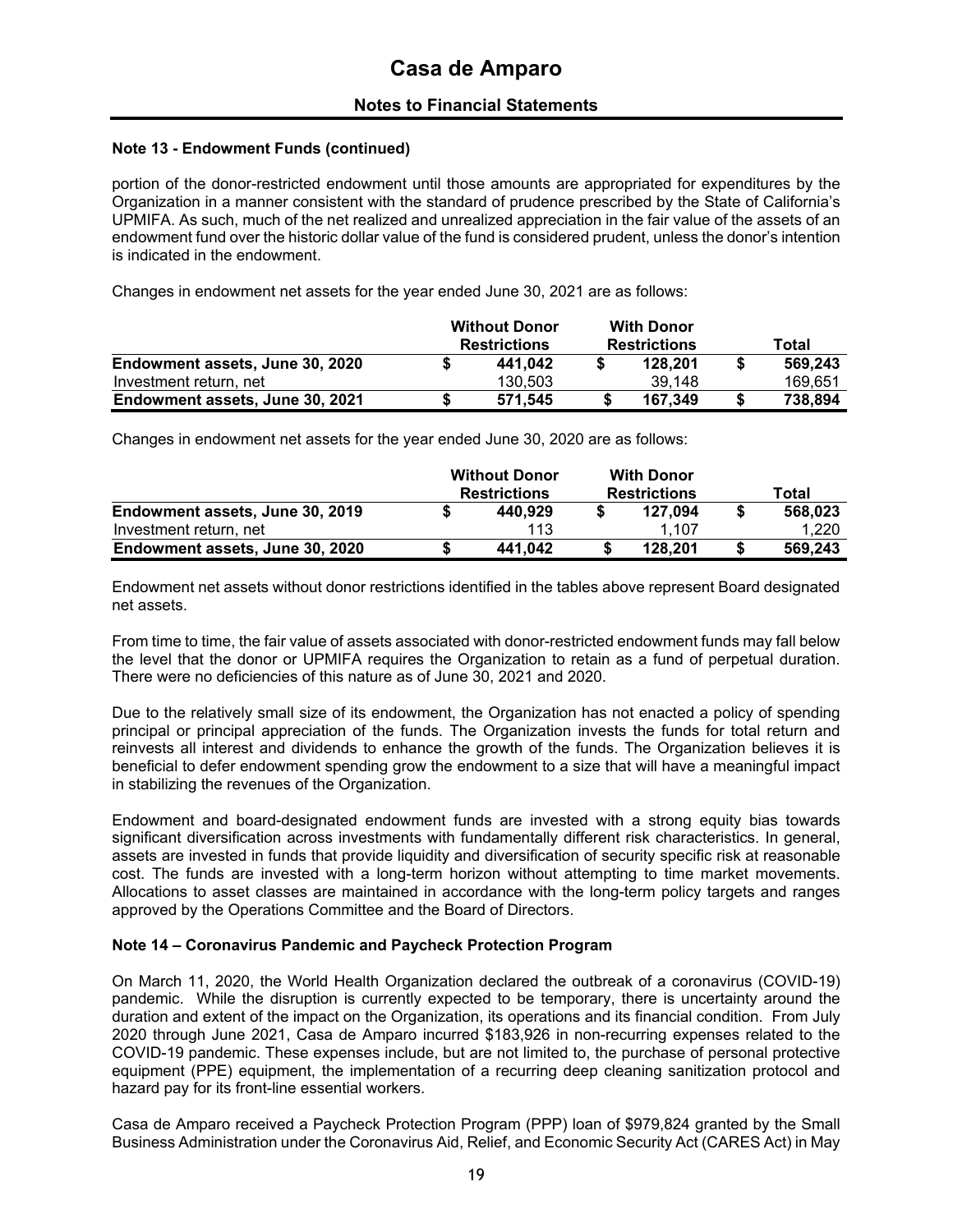### Note 13 - Endowment Funds (continued)

portion of the donor-restricted endowment until those amounts are appropriated for expenditures by the Organization in a manner consistent with the standard of prudence prescribed by the State of California's UPMIFA. As such, much of the net realized and unrealized appreciation in the fair value of the assets of an endowment fund over the historic dollar value of the fund is considered prudent, unless the donor's intention is indicated in the endowment.

Changes in endowment net assets for the year ended June 30, 2021 are as follows:

| | Without Donor Restrictions | With Donor Restrictions | Total |
|---|---|---|---|
| **Endowment assets, June 30, 2020** | **$ 441,042** | **$ 128,201** | **$ 569,243** |
| Investment return, net | 130,503 | 39,148 | 169,651 |
| **Endowment assets, June 30, 2021** | **$ 571,545** | **$ 167,349** | **$ 738,894** |

Changes in endowment net assets for the year ended June 30, 2020 are as follows:

| | Without Donor Restrictions | With Donor Restrictions | Total |
|---|---|---|---|
| **Endowment assets, June 30, 2019** | **$ 440,929** | **$ 127,094** | **$ 568,023** |
| Investment return, net | 113 | 1,107 | 1,220 |
| **Endowment assets, June 30, 2020** | **$ 441,042** | **$ 128,201** | **$ 569,243** |

Endowment net assets without donor restrictions identified in the tables above represent Board designated net assets.

From time to time, the fair value of assets associated with donor-restricted endowment funds may fall below the level that the donor or UPMIFA requires the Organization to retain as a fund of perpetual duration. There were no deficiencies of this nature as of June 30, 2021 and 2020.

Due to the relatively small size of its endowment, the Organization has not enacted a policy of spending principal or principal appreciation of the funds. The Organization invests the funds for total return and reinvests all interest and dividends to enhance the growth of the funds. The Organization believes it is beneficial to defer endowment spending grow the endowment to a size that will have a meaningful impact in stabilizing the revenues of the Organization.

Endowment and board-designated endowment funds are invested with a strong equity bias towards significant diversification across investments with fundamentally different risk characteristics. In general, assets are invested in funds that provide liquidity and diversification of security specific risk at reasonable cost. The funds are invested with a long-term horizon without attempting to time market movements. Allocations to asset classes are maintained in accordance with the long-term policy targets and ranges approved by the Operations Committee and the Board of Directors.

### Note 14 – Coronavirus Pandemic and Paycheck Protection Program

On March 11, 2020, the World Health Organization declared the outbreak of a coronavirus (COVID-19) pandemic. While the disruption is currently expected to be temporary, there is uncertainty around the duration and extent of the impact on the Organization, its operations and its financial condition. From July 2020 through June 2021, Casa de Amparo incurred $183,926 in non-recurring expenses related to the COVID-19 pandemic. These expenses include, but are not limited to, the purchase of personal protective equipment (PPE) equipment, the implementation of a recurring deep cleaning sanitization protocol and hazard pay for its front-line essential workers.

Casa de Amparo received a Paycheck Protection Program (PPP) loan of $979,824 granted by the Small Business Administration under the Coronavirus Aid, Relief, and Economic Security Act (CARES Act) in May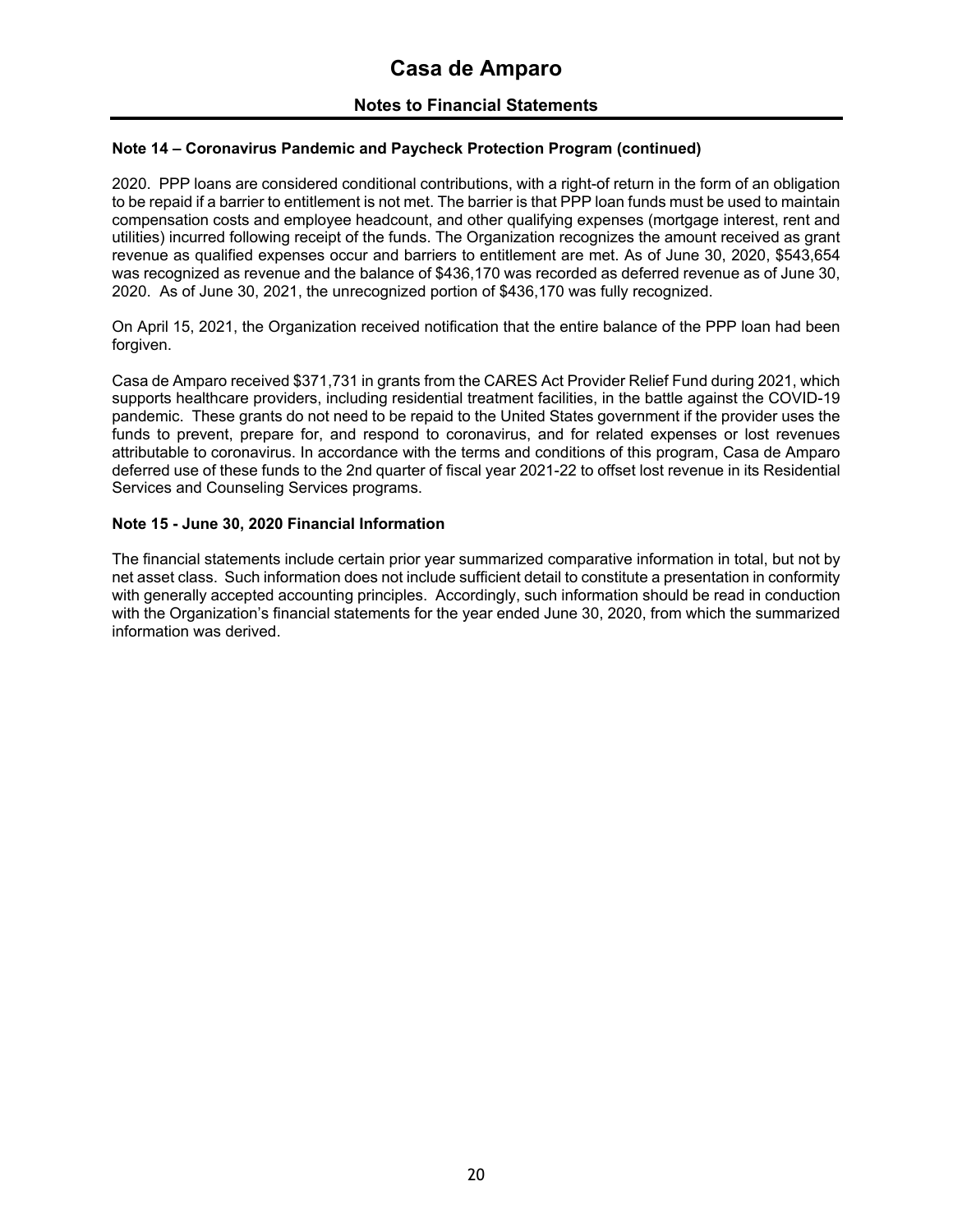### Note 14 – Coronavirus Pandemic and Paycheck Protection Program (continued)

2020. PPP loans are considered conditional contributions, with a right-of return in the form of an obligation to be repaid if a barrier to entitlement is not met. The barrier is that PPP loan funds must be used to maintain compensation costs and employee headcount, and other qualifying expenses (mortgage interest, rent and utilities) incurred following receipt of the funds. The Organization recognizes the amount received as grant revenue as qualified expenses occur and barriers to entitlement are met. As of June 30, 2020, $543,654 was recognized as revenue and the balance of $436,170 was recorded as deferred revenue as of June 30, 2020. As of June 30, 2021, the unrecognized portion of $436,170 was fully recognized.

On April 15, 2021, the Organization received notification that the entire balance of the PPP loan had been forgiven.

Casa de Amparo received $371,731 in grants from the CARES Act Provider Relief Fund during 2021, which supports healthcare providers, including residential treatment facilities, in the battle against the COVID-19 pandemic. These grants do not need to be repaid to the United States government if the provider uses the funds to prevent, prepare for, and respond to coronavirus, and for related expenses or lost revenues attributable to coronavirus. In accordance with the terms and conditions of this program, Casa de Amparo deferred use of these funds to the 2nd quarter of fiscal year 2021-22 to offset lost revenue in its Residential Services and Counseling Services programs.

### Note 15 - June 30, 2020 Financial Information

The financial statements include certain prior year summarized comparative information in total, but not by net asset class. Such information does not include sufficient detail to constitute a presentation in conformity with generally accepted accounting principles. Accordingly, such information should be read in conduction with the Organization's financial statements for the year ended June 30, 2020, from which the summarized information was derived.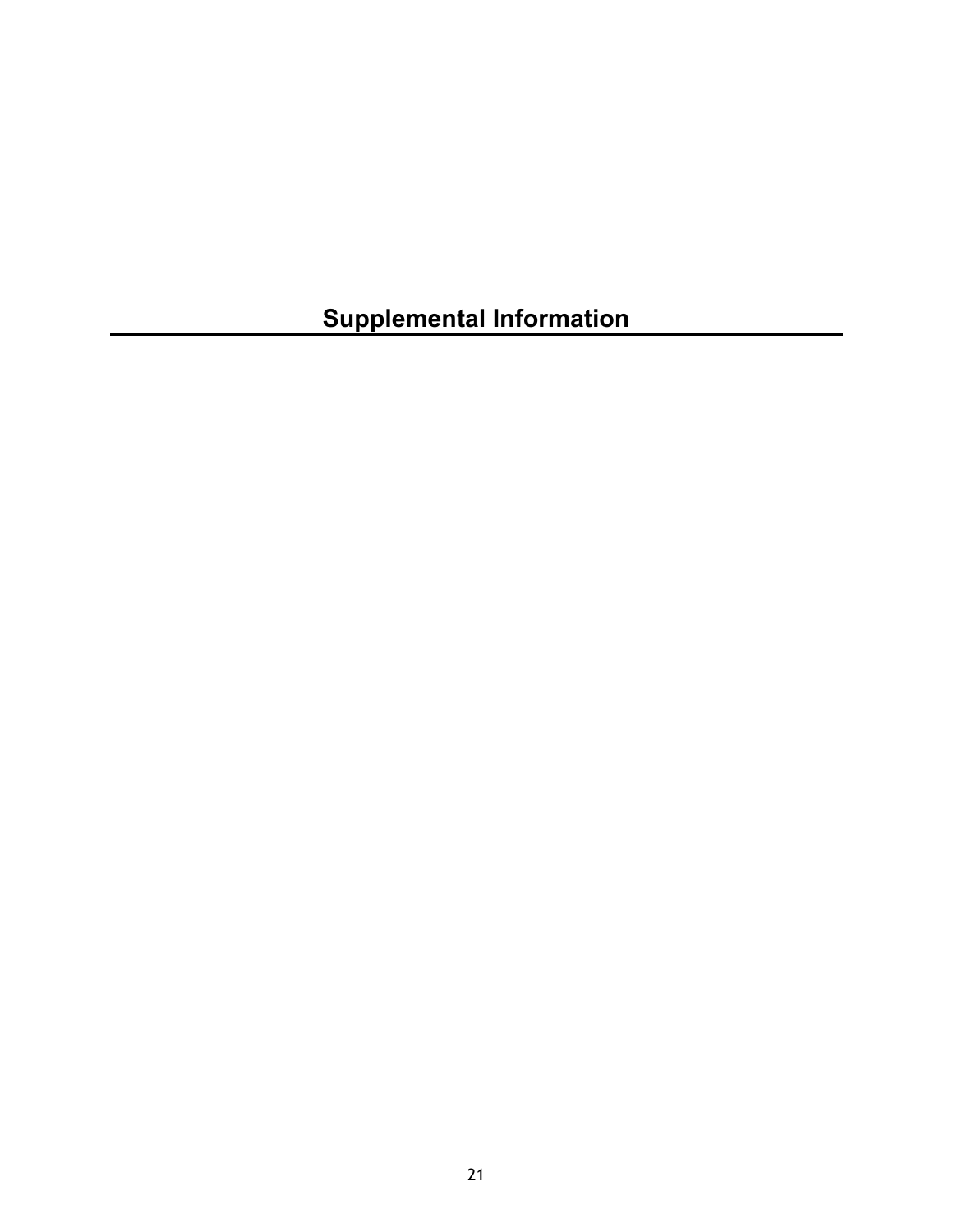# Supplemental Information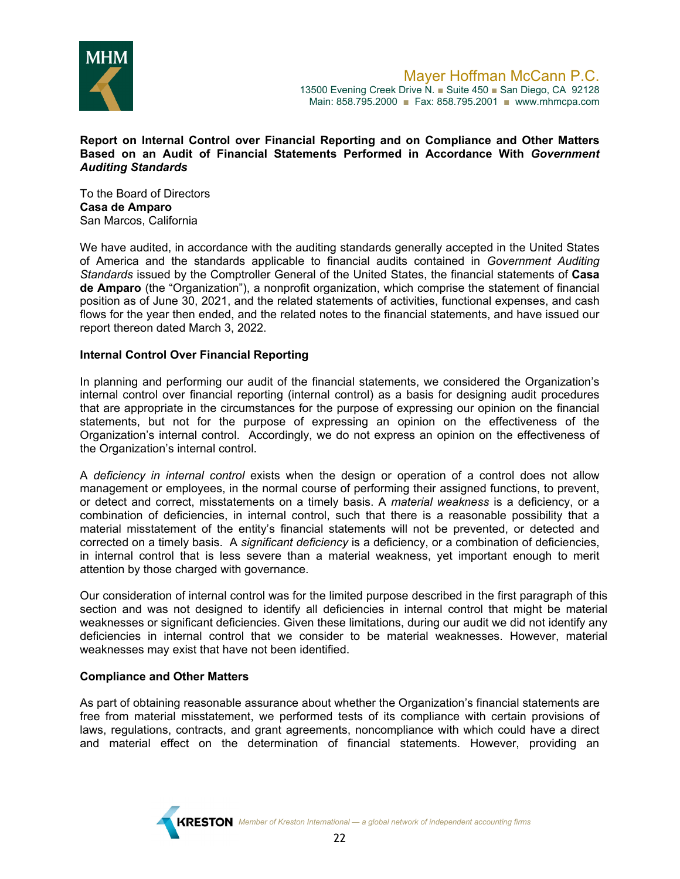Mayer Hoffman McCann P.C.
13500 Evening Creek Drive N. ■ Suite 450 ■ San Diego, CA 92128
Main: 858.795.2000 ■ Fax: 858.795.2001 ■ www.mhmcpa.com

**Report on Internal Control over Financial Reporting and on Compliance and Other Matters Based on an Audit of Financial Statements Performed in Accordance With *Government Auditing Standards***

To the Board of Directors
**Casa de Amparo**
San Marcos, California

We have audited, in accordance with the auditing standards generally accepted in the United States of America and the standards applicable to financial audits contained in *Government Auditing Standards* issued by the Comptroller General of the United States, the financial statements of **Casa de Amparo** (the "Organization"), a nonprofit organization, which comprise the statement of financial position as of June 30, 2021, and the related statements of activities, functional expenses, and cash flows for the year then ended, and the related notes to the financial statements, and have issued our report thereon dated March 3, 2022.

## Internal Control Over Financial Reporting

In planning and performing our audit of the financial statements, we considered the Organization's internal control over financial reporting (internal control) as a basis for designing audit procedures that are appropriate in the circumstances for the purpose of expressing our opinion on the financial statements, but not for the purpose of expressing an opinion on the effectiveness of the Organization's internal control. Accordingly, we do not express an opinion on the effectiveness of the Organization's internal control.

A *deficiency in internal control* exists when the design or operation of a control does not allow management or employees, in the normal course of performing their assigned functions, to prevent, or detect and correct, misstatements on a timely basis. A *material weakness* is a deficiency, or a combination of deficiencies, in internal control, such that there is a reasonable possibility that a material misstatement of the entity's financial statements will not be prevented, or detected and corrected on a timely basis. A *significant deficiency* is a deficiency, or a combination of deficiencies, in internal control that is less severe than a material weakness, yet important enough to merit attention by those charged with governance.

Our consideration of internal control was for the limited purpose described in the first paragraph of this section and was not designed to identify all deficiencies in internal control that might be material weaknesses or significant deficiencies. Given these limitations, during our audit we did not identify any deficiencies in internal control that we consider to be material weaknesses. However, material weaknesses may exist that have not been identified.

## Compliance and Other Matters

As part of obtaining reasonable assurance about whether the Organization's financial statements are free from material misstatement, we performed tests of its compliance with certain provisions of laws, regulations, contracts, and grant agreements, noncompliance with which could have a direct and material effect on the determination of financial statements. However, providing an

KRESTON *Member of Kreston International — a global network of independent accounting firms*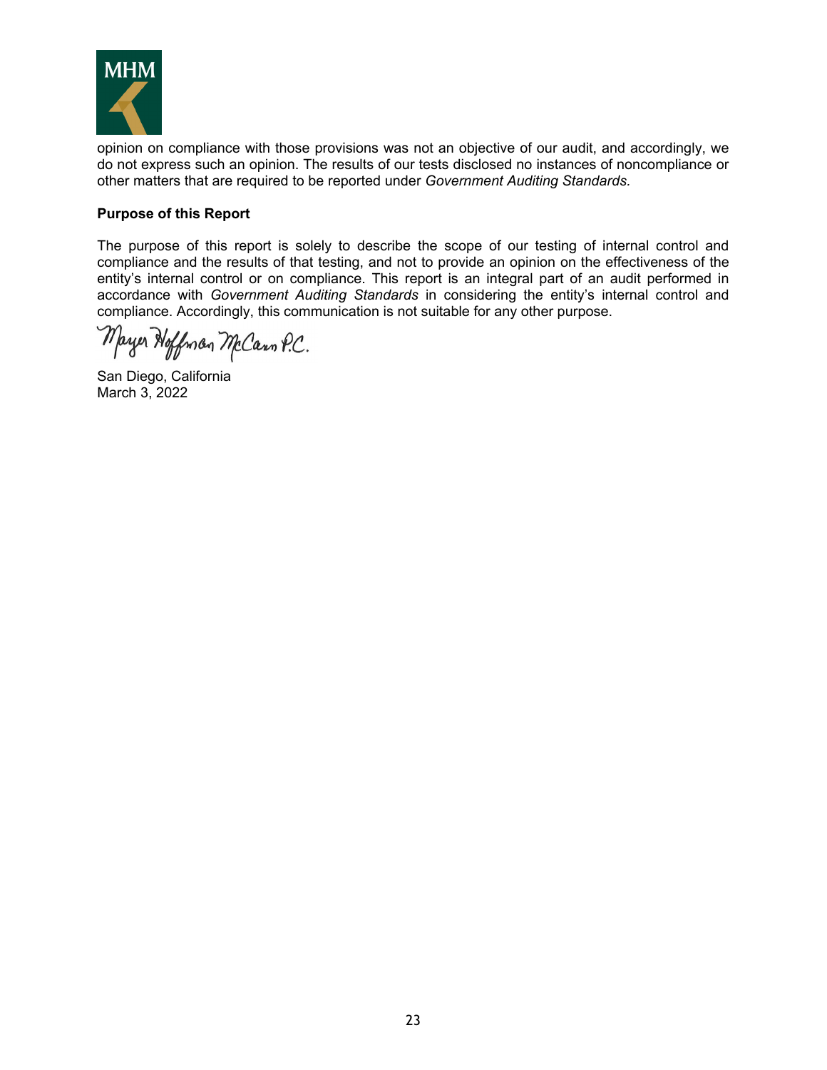opinion on compliance with those provisions was not an objective of our audit, and accordingly, we do not express such an opinion. The results of our tests disclosed no instances of noncompliance or other matters that are required to be reported under *Government Auditing Standards.*

**Purpose of this Report**

The purpose of this report is solely to describe the scope of our testing of internal control and compliance and the results of that testing, and not to provide an opinion on the effectiveness of the entity's internal control or on compliance. This report is an integral part of an audit performed in accordance with *Government Auditing Standards* in considering the entity's internal control and compliance. Accordingly, this communication is not suitable for any other purpose.

Mayer Hoffman McCann P.C.

San Diego, California
March 3, 2022